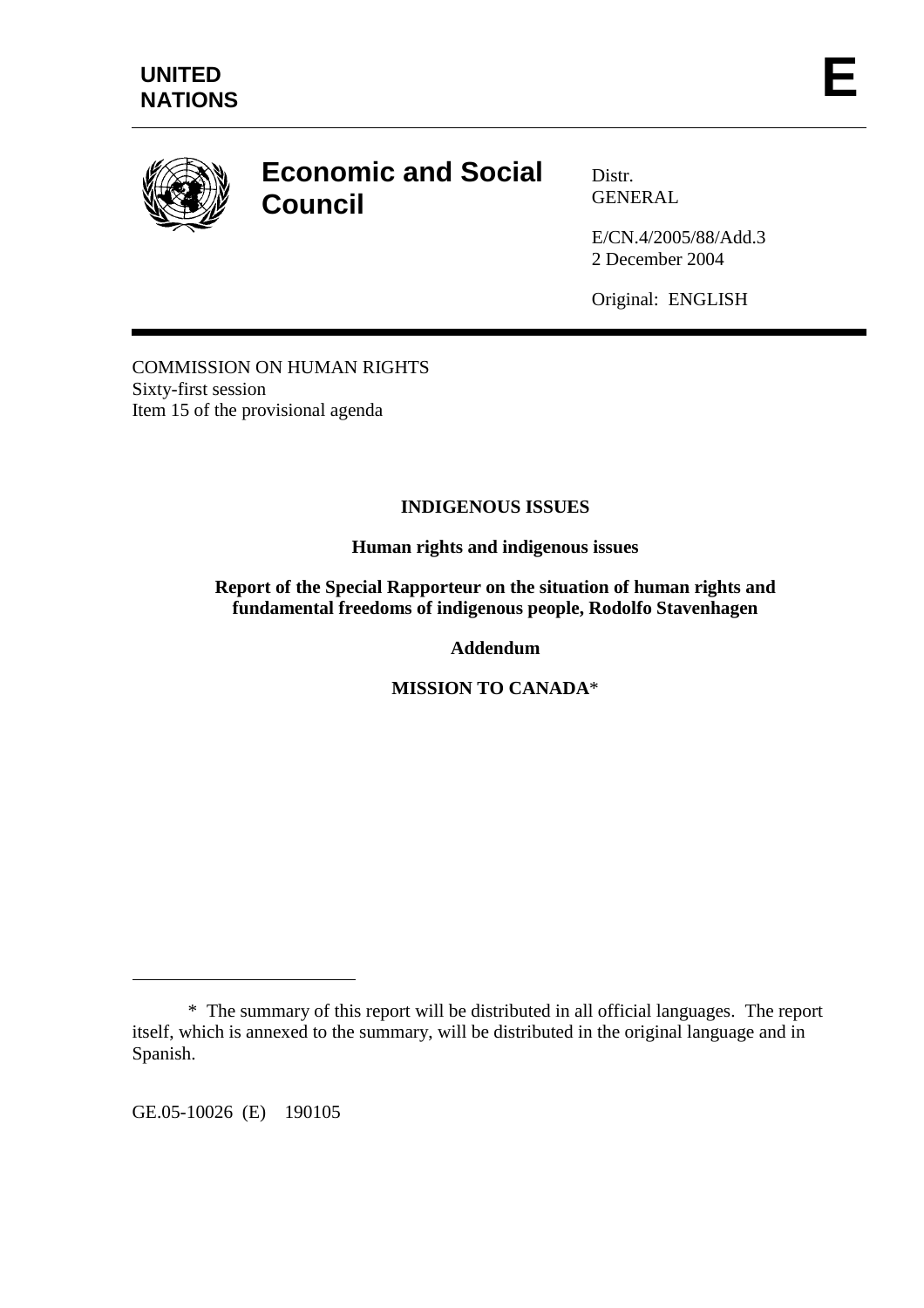**UNITED NATIONS**

**E**

# Economic and Social Council

Distr.
GENERAL

E/CN.4/2005/88/Add.3
2 December 2004

Original: ENGLISH

COMMISSION ON HUMAN RIGHTS
Sixty-first session
Item 15 of the provisional agenda

**INDIGENOUS ISSUES**

**Human rights and indigenous issues**

**Report of the Special Rapporteur on the situation of human rights and fundamental freedoms of indigenous people, Rodolfo Stavenhagen**

**Addendum**

**MISSION TO CANADA***

---

* The summary of this report will be distributed in all official languages. The report itself, which is annexed to the summary, will be distributed in the original language and in Spanish.

GE.05-10026 (E) 190105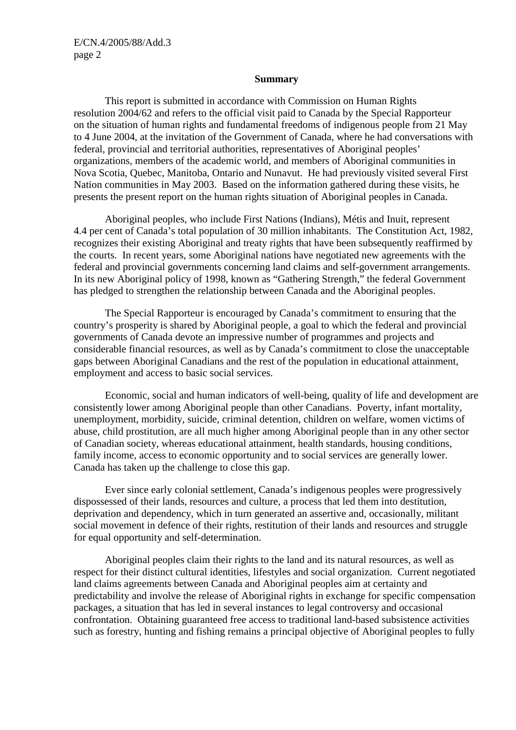**Summary**

This report is submitted in accordance with Commission on Human Rights resolution 2004/62 and refers to the official visit paid to Canada by the Special Rapporteur on the situation of human rights and fundamental freedoms of indigenous people from 21 May to 4 June 2004, at the invitation of the Government of Canada, where he had conversations with federal, provincial and territorial authorities, representatives of Aboriginal peoples' organizations, members of the academic world, and members of Aboriginal communities in Nova Scotia, Quebec, Manitoba, Ontario and Nunavut. He had previously visited several First Nation communities in May 2003. Based on the information gathered during these visits, he presents the present report on the human rights situation of Aboriginal peoples in Canada.

Aboriginal peoples, who include First Nations (Indians), Métis and Inuit, represent 4.4 per cent of Canada's total population of 30 million inhabitants. The Constitution Act, 1982, recognizes their existing Aboriginal and treaty rights that have been subsequently reaffirmed by the courts. In recent years, some Aboriginal nations have negotiated new agreements with the federal and provincial governments concerning land claims and self-government arrangements. In its new Aboriginal policy of 1998, known as "Gathering Strength," the federal Government has pledged to strengthen the relationship between Canada and the Aboriginal peoples.

The Special Rapporteur is encouraged by Canada's commitment to ensuring that the country's prosperity is shared by Aboriginal people, a goal to which the federal and provincial governments of Canada devote an impressive number of programmes and projects and considerable financial resources, as well as by Canada's commitment to close the unacceptable gaps between Aboriginal Canadians and the rest of the population in educational attainment, employment and access to basic social services.

Economic, social and human indicators of well-being, quality of life and development are consistently lower among Aboriginal people than other Canadians. Poverty, infant mortality, unemployment, morbidity, suicide, criminal detention, children on welfare, women victims of abuse, child prostitution, are all much higher among Aboriginal people than in any other sector of Canadian society, whereas educational attainment, health standards, housing conditions, family income, access to economic opportunity and to social services are generally lower. Canada has taken up the challenge to close this gap.

Ever since early colonial settlement, Canada's indigenous peoples were progressively dispossessed of their lands, resources and culture, a process that led them into destitution, deprivation and dependency, which in turn generated an assertive and, occasionally, militant social movement in defence of their rights, restitution of their lands and resources and struggle for equal opportunity and self-determination.

Aboriginal peoples claim their rights to the land and its natural resources, as well as respect for their distinct cultural identities, lifestyles and social organization. Current negotiated land claims agreements between Canada and Aboriginal peoples aim at certainty and predictability and involve the release of Aboriginal rights in exchange for specific compensation packages, a situation that has led in several instances to legal controversy and occasional confrontation. Obtaining guaranteed free access to traditional land-based subsistence activities such as forestry, hunting and fishing remains a principal objective of Aboriginal peoples to fully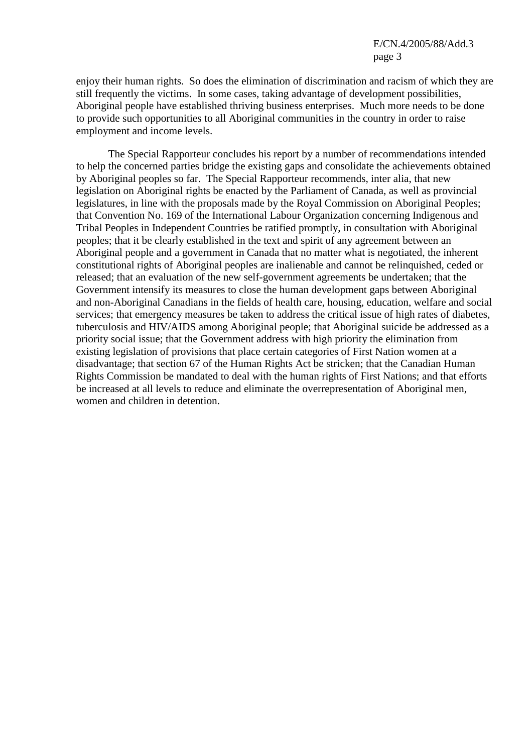enjoy their human rights. So does the elimination of discrimination and racism of which they are still frequently the victims. In some cases, taking advantage of development possibilities, Aboriginal people have established thriving business enterprises. Much more needs to be done to provide such opportunities to all Aboriginal communities in the country in order to raise employment and income levels.

The Special Rapporteur concludes his report by a number of recommendations intended to help the concerned parties bridge the existing gaps and consolidate the achievements obtained by Aboriginal peoples so far. The Special Rapporteur recommends, inter alia, that new legislation on Aboriginal rights be enacted by the Parliament of Canada, as well as provincial legislatures, in line with the proposals made by the Royal Commission on Aboriginal Peoples; that Convention No. 169 of the International Labour Organization concerning Indigenous and Tribal Peoples in Independent Countries be ratified promptly, in consultation with Aboriginal peoples; that it be clearly established in the text and spirit of any agreement between an Aboriginal people and a government in Canada that no matter what is negotiated, the inherent constitutional rights of Aboriginal peoples are inalienable and cannot be relinquished, ceded or released; that an evaluation of the new self-government agreements be undertaken; that the Government intensify its measures to close the human development gaps between Aboriginal and non-Aboriginal Canadians in the fields of health care, housing, education, welfare and social services; that emergency measures be taken to address the critical issue of high rates of diabetes, tuberculosis and HIV/AIDS among Aboriginal people; that Aboriginal suicide be addressed as a priority social issue; that the Government address with high priority the elimination from existing legislation of provisions that place certain categories of First Nation women at a disadvantage; that section 67 of the Human Rights Act be stricken; that the Canadian Human Rights Commission be mandated to deal with the human rights of First Nations; and that efforts be increased at all levels to reduce and eliminate the overrepresentation of Aboriginal men, women and children in detention.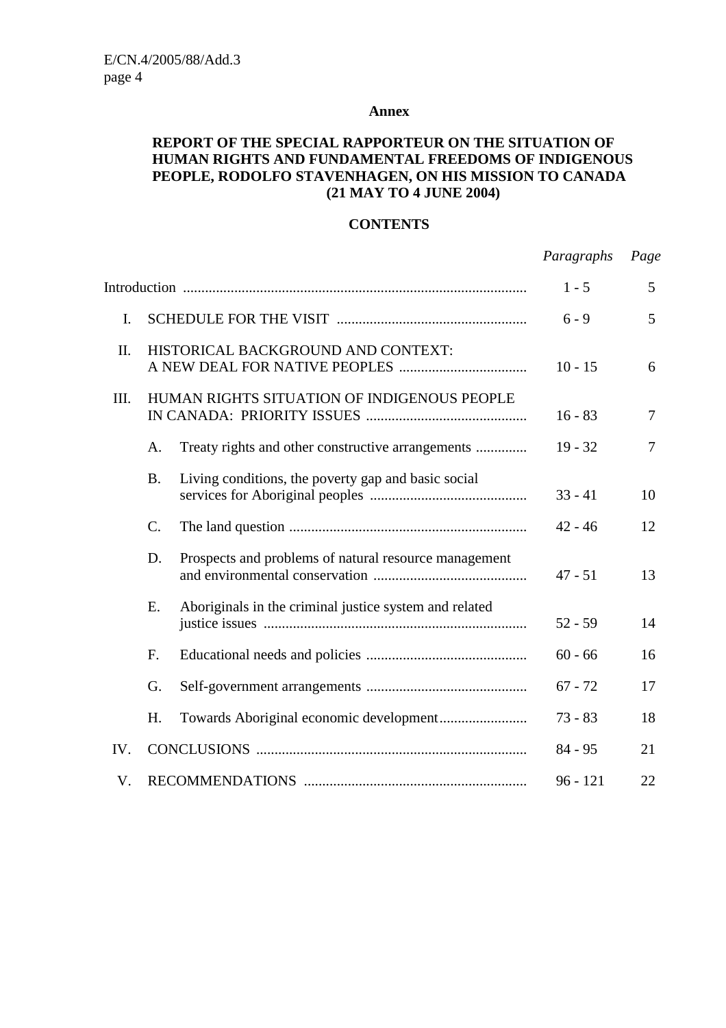**Annex**

**REPORT OF THE SPECIAL RAPPORTEUR ON THE SITUATION OF HUMAN RIGHTS AND FUNDAMENTAL FREEDOMS OF INDIGENOUS PEOPLE, RODOLFO STAVENHAGEN, ON HIS MISSION TO CANADA (21 MAY TO 4 JUNE 2004)**

**CONTENTS**

| | | *Paragraphs* | *Page* |
|---|---|---|---|
| Introduction | | 1 - 5 | 5 |
| I. | SCHEDULE FOR THE VISIT | 6 - 9 | 5 |
| II. | HISTORICAL BACKGROUND AND CONTEXT: A NEW DEAL FOR NATIVE PEOPLES | 10 - 15 | 6 |
| III. | HUMAN RIGHTS SITUATION OF INDIGENOUS PEOPLE IN CANADA: PRIORITY ISSUES | 16 - 83 | 7 |
| | A. Treaty rights and other constructive arrangements | 19 - 32 | 7 |
| | B. Living conditions, the poverty gap and basic social services for Aboriginal peoples | 33 - 41 | 10 |
| | C. The land question | 42 - 46 | 12 |
| | D. Prospects and problems of natural resource management and environmental conservation | 47 - 51 | 13 |
| | E. Aboriginals in the criminal justice system and related justice issues | 52 - 59 | 14 |
| | F. Educational needs and policies | 60 - 66 | 16 |
| | G. Self-government arrangements | 67 - 72 | 17 |
| | H. Towards Aboriginal economic development | 73 - 83 | 18 |
| IV. | CONCLUSIONS | 84 - 95 | 21 |
| V. | RECOMMENDATIONS | 96 - 121 | 22 |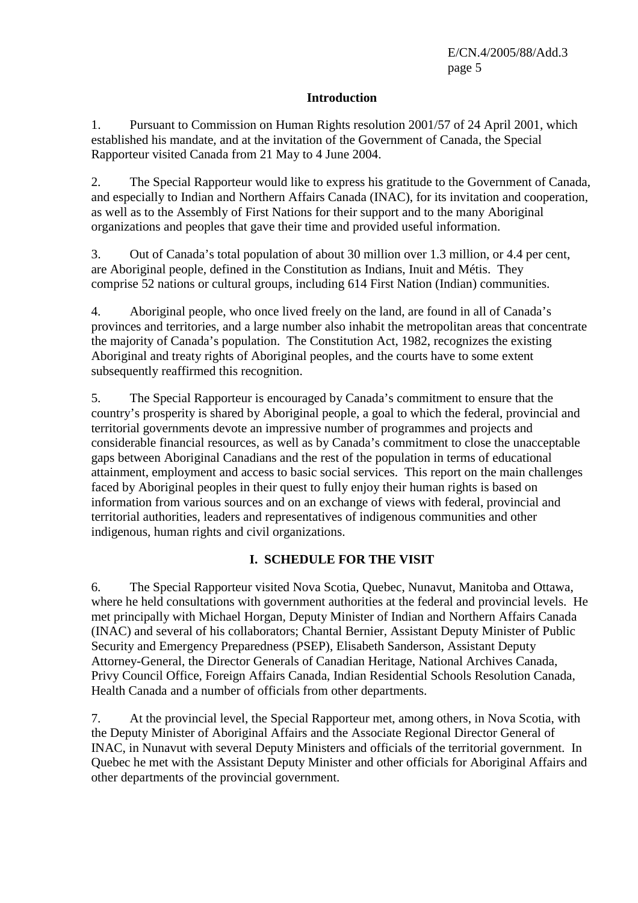## Introduction

1. Pursuant to Commission on Human Rights resolution 2001/57 of 24 April 2001, which established his mandate, and at the invitation of the Government of Canada, the Special Rapporteur visited Canada from 21 May to 4 June 2004.

2. The Special Rapporteur would like to express his gratitude to the Government of Canada, and especially to Indian and Northern Affairs Canada (INAC), for its invitation and cooperation, as well as to the Assembly of First Nations for their support and to the many Aboriginal organizations and peoples that gave their time and provided useful information.

3. Out of Canada's total population of about 30 million over 1.3 million, or 4.4 per cent, are Aboriginal people, defined in the Constitution as Indians, Inuit and Métis. They comprise 52 nations or cultural groups, including 614 First Nation (Indian) communities.

4. Aboriginal people, who once lived freely on the land, are found in all of Canada's provinces and territories, and a large number also inhabit the metropolitan areas that concentrate the majority of Canada's population. The Constitution Act, 1982, recognizes the existing Aboriginal and treaty rights of Aboriginal peoples, and the courts have to some extent subsequently reaffirmed this recognition.

5. The Special Rapporteur is encouraged by Canada's commitment to ensure that the country's prosperity is shared by Aboriginal people, a goal to which the federal, provincial and territorial governments devote an impressive number of programmes and projects and considerable financial resources, as well as by Canada's commitment to close the unacceptable gaps between Aboriginal Canadians and the rest of the population in terms of educational attainment, employment and access to basic social services. This report on the main challenges faced by Aboriginal peoples in their quest to fully enjoy their human rights is based on information from various sources and on an exchange of views with federal, provincial and territorial authorities, leaders and representatives of indigenous communities and other indigenous, human rights and civil organizations.

## I. SCHEDULE FOR THE VISIT

6. The Special Rapporteur visited Nova Scotia, Quebec, Nunavut, Manitoba and Ottawa, where he held consultations with government authorities at the federal and provincial levels. He met principally with Michael Horgan, Deputy Minister of Indian and Northern Affairs Canada (INAC) and several of his collaborators; Chantal Bernier, Assistant Deputy Minister of Public Security and Emergency Preparedness (PSEP), Elisabeth Sanderson, Assistant Deputy Attorney-General, the Director Generals of Canadian Heritage, National Archives Canada, Privy Council Office, Foreign Affairs Canada, Indian Residential Schools Resolution Canada, Health Canada and a number of officials from other departments.

7. At the provincial level, the Special Rapporteur met, among others, in Nova Scotia, with the Deputy Minister of Aboriginal Affairs and the Associate Regional Director General of INAC, in Nunavut with several Deputy Ministers and officials of the territorial government. In Quebec he met with the Assistant Deputy Minister and other officials for Aboriginal Affairs and other departments of the provincial government.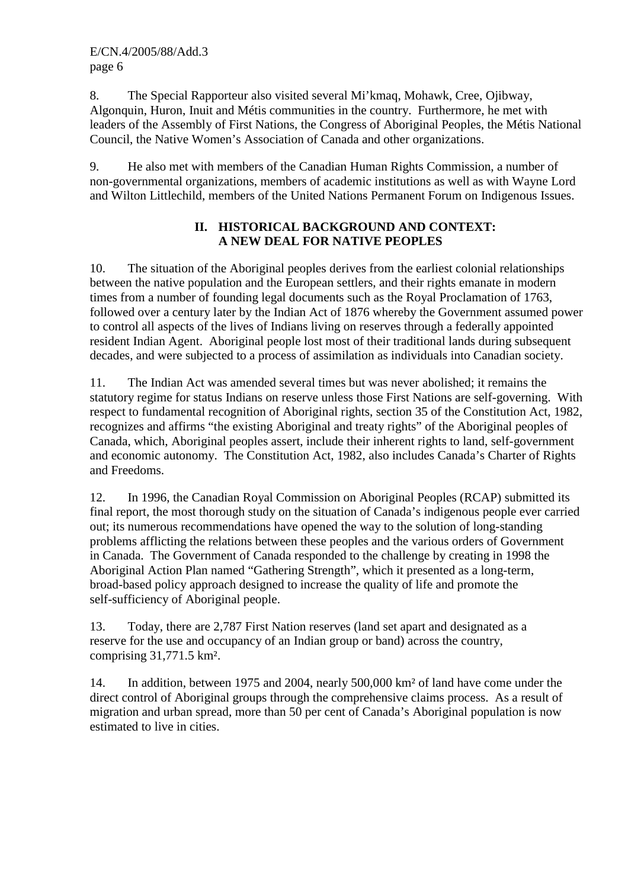8. The Special Rapporteur also visited several Mi'kmaq, Mohawk, Cree, Ojibway, Algonquin, Huron, Inuit and Métis communities in the country. Furthermore, he met with leaders of the Assembly of First Nations, the Congress of Aboriginal Peoples, the Métis National Council, the Native Women's Association of Canada and other organizations.

9. He also met with members of the Canadian Human Rights Commission, a number of non-governmental organizations, members of academic institutions as well as with Wayne Lord and Wilton Littlechild, members of the United Nations Permanent Forum on Indigenous Issues.

## II. HISTORICAL BACKGROUND AND CONTEXT: A NEW DEAL FOR NATIVE PEOPLES

10. The situation of the Aboriginal peoples derives from the earliest colonial relationships between the native population and the European settlers, and their rights emanate in modern times from a number of founding legal documents such as the Royal Proclamation of 1763, followed over a century later by the Indian Act of 1876 whereby the Government assumed power to control all aspects of the lives of Indians living on reserves through a federally appointed resident Indian Agent. Aboriginal people lost most of their traditional lands during subsequent decades, and were subjected to a process of assimilation as individuals into Canadian society.

11. The Indian Act was amended several times but was never abolished; it remains the statutory regime for status Indians on reserve unless those First Nations are self-governing. With respect to fundamental recognition of Aboriginal rights, section 35 of the Constitution Act, 1982, recognizes and affirms "the existing Aboriginal and treaty rights" of the Aboriginal peoples of Canada, which, Aboriginal peoples assert, include their inherent rights to land, self-government and economic autonomy. The Constitution Act, 1982, also includes Canada's Charter of Rights and Freedoms.

12. In 1996, the Canadian Royal Commission on Aboriginal Peoples (RCAP) submitted its final report, the most thorough study on the situation of Canada's indigenous people ever carried out; its numerous recommendations have opened the way to the solution of long-standing problems afflicting the relations between these peoples and the various orders of Government in Canada. The Government of Canada responded to the challenge by creating in 1998 the Aboriginal Action Plan named "Gathering Strength", which it presented as a long-term, broad-based policy approach designed to increase the quality of life and promote the self-sufficiency of Aboriginal people.

13. Today, there are 2,787 First Nation reserves (land set apart and designated as a reserve for the use and occupancy of an Indian group or band) across the country, comprising 31,771.5 km².

14. In addition, between 1975 and 2004, nearly 500,000 km² of land have come under the direct control of Aboriginal groups through the comprehensive claims process. As a result of migration and urban spread, more than 50 per cent of Canada's Aboriginal population is now estimated to live in cities.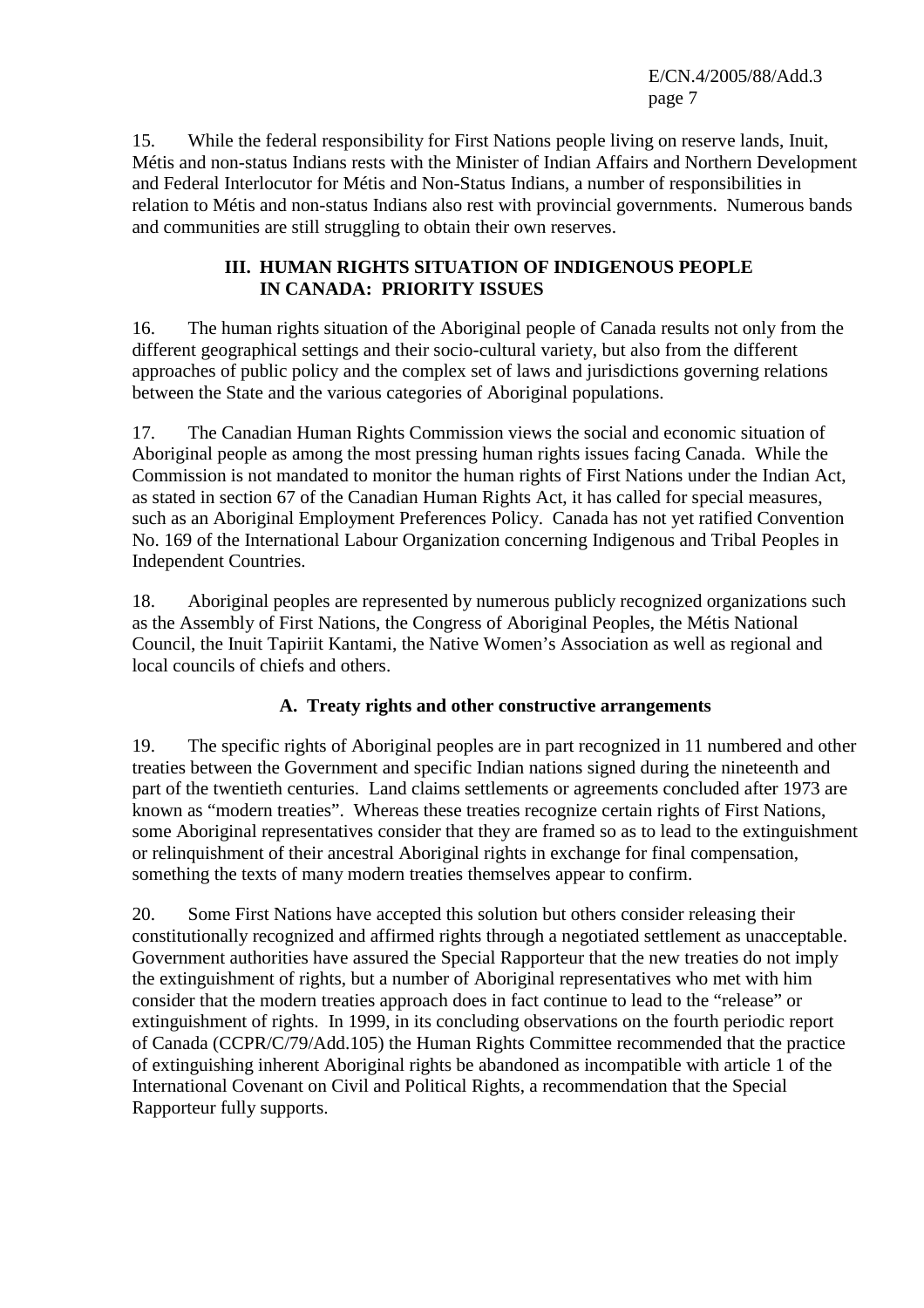15. While the federal responsibility for First Nations people living on reserve lands, Inuit, Métis and non-status Indians rests with the Minister of Indian Affairs and Northern Development and Federal Interlocutor for Métis and Non-Status Indians, a number of responsibilities in relation to Métis and non-status Indians also rest with provincial governments. Numerous bands and communities are still struggling to obtain their own reserves.

## III. HUMAN RIGHTS SITUATION OF INDIGENOUS PEOPLE IN CANADA: PRIORITY ISSUES

16. The human rights situation of the Aboriginal people of Canada results not only from the different geographical settings and their socio-cultural variety, but also from the different approaches of public policy and the complex set of laws and jurisdictions governing relations between the State and the various categories of Aboriginal populations.

17. The Canadian Human Rights Commission views the social and economic situation of Aboriginal people as among the most pressing human rights issues facing Canada. While the Commission is not mandated to monitor the human rights of First Nations under the Indian Act, as stated in section 67 of the Canadian Human Rights Act, it has called for special measures, such as an Aboriginal Employment Preferences Policy. Canada has not yet ratified Convention No. 169 of the International Labour Organization concerning Indigenous and Tribal Peoples in Independent Countries.

18. Aboriginal peoples are represented by numerous publicly recognized organizations such as the Assembly of First Nations, the Congress of Aboriginal Peoples, the Métis National Council, the Inuit Tapiriit Kantami, the Native Women's Association as well as regional and local councils of chiefs and others.

### A. Treaty rights and other constructive arrangements

19. The specific rights of Aboriginal peoples are in part recognized in 11 numbered and other treaties between the Government and specific Indian nations signed during the nineteenth and part of the twentieth centuries. Land claims settlements or agreements concluded after 1973 are known as "modern treaties". Whereas these treaties recognize certain rights of First Nations, some Aboriginal representatives consider that they are framed so as to lead to the extinguishment or relinquishment of their ancestral Aboriginal rights in exchange for final compensation, something the texts of many modern treaties themselves appear to confirm.

20. Some First Nations have accepted this solution but others consider releasing their constitutionally recognized and affirmed rights through a negotiated settlement as unacceptable. Government authorities have assured the Special Rapporteur that the new treaties do not imply the extinguishment of rights, but a number of Aboriginal representatives who met with him consider that the modern treaties approach does in fact continue to lead to the "release" or extinguishment of rights. In 1999, in its concluding observations on the fourth periodic report of Canada (CCPR/C/79/Add.105) the Human Rights Committee recommended that the practice of extinguishing inherent Aboriginal rights be abandoned as incompatible with article 1 of the International Covenant on Civil and Political Rights, a recommendation that the Special Rapporteur fully supports.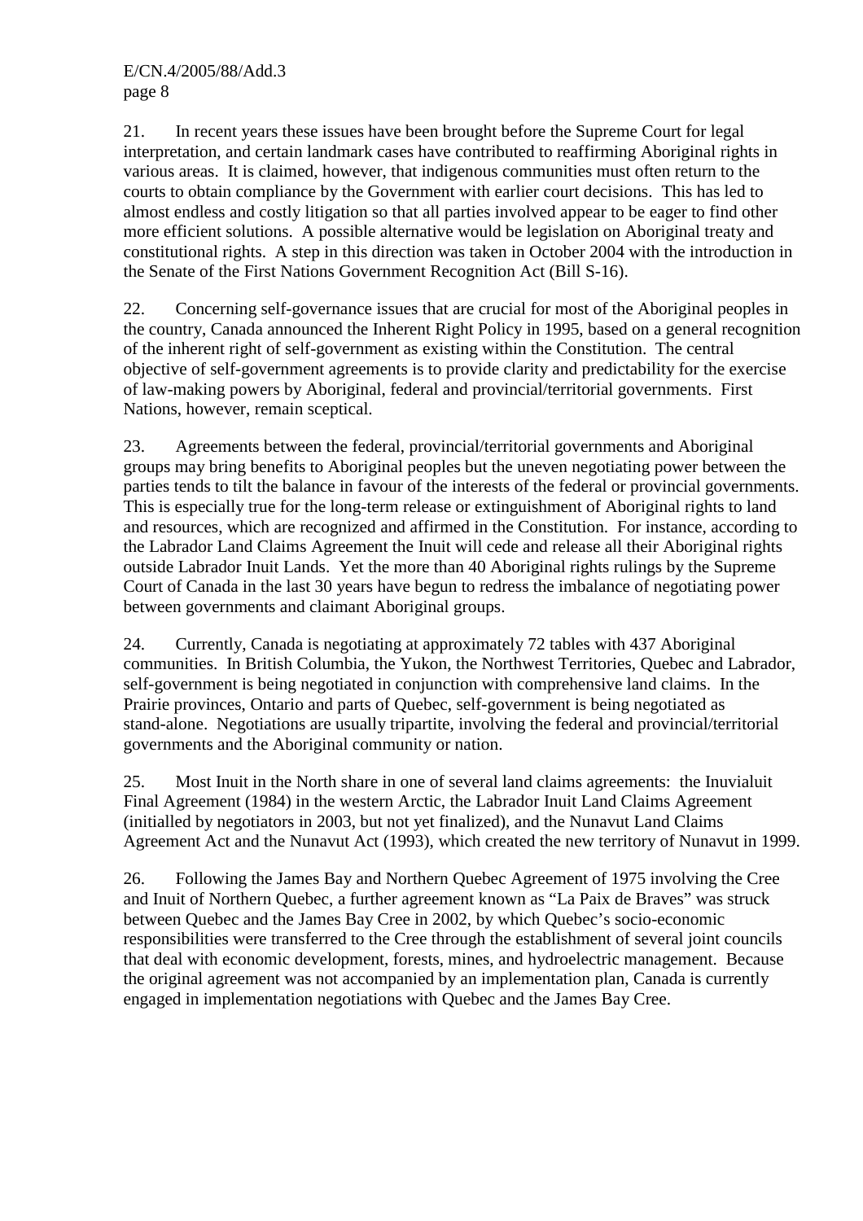21. In recent years these issues have been brought before the Supreme Court for legal interpretation, and certain landmark cases have contributed to reaffirming Aboriginal rights in various areas. It is claimed, however, that indigenous communities must often return to the courts to obtain compliance by the Government with earlier court decisions. This has led to almost endless and costly litigation so that all parties involved appear to be eager to find other more efficient solutions. A possible alternative would be legislation on Aboriginal treaty and constitutional rights. A step in this direction was taken in October 2004 with the introduction in the Senate of the First Nations Government Recognition Act (Bill S-16).

22. Concerning self-governance issues that are crucial for most of the Aboriginal peoples in the country, Canada announced the Inherent Right Policy in 1995, based on a general recognition of the inherent right of self-government as existing within the Constitution. The central objective of self-government agreements is to provide clarity and predictability for the exercise of law-making powers by Aboriginal, federal and provincial/territorial governments. First Nations, however, remain sceptical.

23. Agreements between the federal, provincial/territorial governments and Aboriginal groups may bring benefits to Aboriginal peoples but the uneven negotiating power between the parties tends to tilt the balance in favour of the interests of the federal or provincial governments. This is especially true for the long-term release or extinguishment of Aboriginal rights to land and resources, which are recognized and affirmed in the Constitution. For instance, according to the Labrador Land Claims Agreement the Inuit will cede and release all their Aboriginal rights outside Labrador Inuit Lands. Yet the more than 40 Aboriginal rights rulings by the Supreme Court of Canada in the last 30 years have begun to redress the imbalance of negotiating power between governments and claimant Aboriginal groups.

24. Currently, Canada is negotiating at approximately 72 tables with 437 Aboriginal communities. In British Columbia, the Yukon, the Northwest Territories, Quebec and Labrador, self-government is being negotiated in conjunction with comprehensive land claims. In the Prairie provinces, Ontario and parts of Quebec, self-government is being negotiated as stand-alone. Negotiations are usually tripartite, involving the federal and provincial/territorial governments and the Aboriginal community or nation.

25. Most Inuit in the North share in one of several land claims agreements: the Inuvialuit Final Agreement (1984) in the western Arctic, the Labrador Inuit Land Claims Agreement (initialled by negotiators in 2003, but not yet finalized), and the Nunavut Land Claims Agreement Act and the Nunavut Act (1993), which created the new territory of Nunavut in 1999.

26. Following the James Bay and Northern Quebec Agreement of 1975 involving the Cree and Inuit of Northern Quebec, a further agreement known as "La Paix de Braves" was struck between Quebec and the James Bay Cree in 2002, by which Quebec's socio-economic responsibilities were transferred to the Cree through the establishment of several joint councils that deal with economic development, forests, mines, and hydroelectric management. Because the original agreement was not accompanied by an implementation plan, Canada is currently engaged in implementation negotiations with Quebec and the James Bay Cree.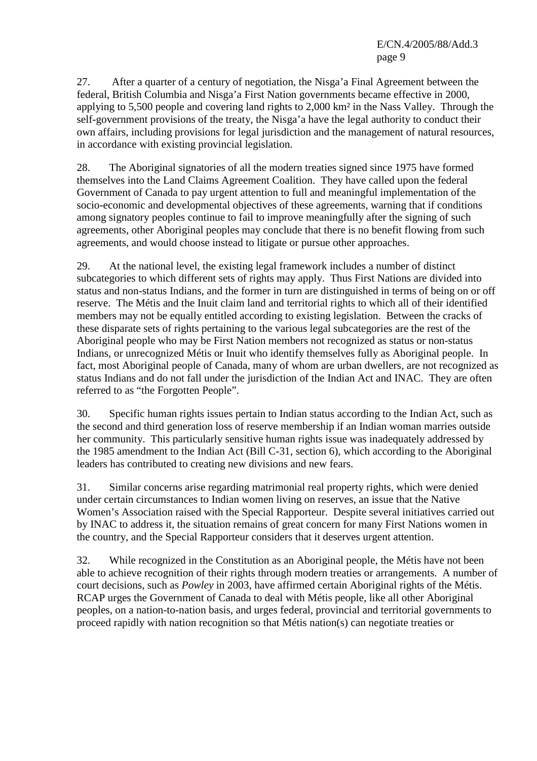27. After a quarter of a century of negotiation, the Nisga'a Final Agreement between the federal, British Columbia and Nisga'a First Nation governments became effective in 2000, applying to 5,500 people and covering land rights to 2,000 km² in the Nass Valley. Through the self-government provisions of the treaty, the Nisga'a have the legal authority to conduct their own affairs, including provisions for legal jurisdiction and the management of natural resources, in accordance with existing provincial legislation.

28. The Aboriginal signatories of all the modern treaties signed since 1975 have formed themselves into the Land Claims Agreement Coalition. They have called upon the federal Government of Canada to pay urgent attention to full and meaningful implementation of the socio-economic and developmental objectives of these agreements, warning that if conditions among signatory peoples continue to fail to improve meaningfully after the signing of such agreements, other Aboriginal peoples may conclude that there is no benefit flowing from such agreements, and would choose instead to litigate or pursue other approaches.

29. At the national level, the existing legal framework includes a number of distinct subcategories to which different sets of rights may apply. Thus First Nations are divided into status and non-status Indians, and the former in turn are distinguished in terms of being on or off reserve. The Métis and the Inuit claim land and territorial rights to which all of their identified members may not be equally entitled according to existing legislation. Between the cracks of these disparate sets of rights pertaining to the various legal subcategories are the rest of the Aboriginal people who may be First Nation members not recognized as status or non-status Indians, or unrecognized Métis or Inuit who identify themselves fully as Aboriginal people. In fact, most Aboriginal people of Canada, many of whom are urban dwellers, are not recognized as status Indians and do not fall under the jurisdiction of the Indian Act and INAC. They are often referred to as "the Forgotten People".

30. Specific human rights issues pertain to Indian status according to the Indian Act, such as the second and third generation loss of reserve membership if an Indian woman marries outside her community. This particularly sensitive human rights issue was inadequately addressed by the 1985 amendment to the Indian Act (Bill C-31, section 6), which according to the Aboriginal leaders has contributed to creating new divisions and new fears.

31. Similar concerns arise regarding matrimonial real property rights, which were denied under certain circumstances to Indian women living on reserves, an issue that the Native Women's Association raised with the Special Rapporteur. Despite several initiatives carried out by INAC to address it, the situation remains of great concern for many First Nations women in the country, and the Special Rapporteur considers that it deserves urgent attention.

32. While recognized in the Constitution as an Aboriginal people, the Métis have not been able to achieve recognition of their rights through modern treaties or arrangements. A number of court decisions, such as *Powley* in 2003, have affirmed certain Aboriginal rights of the Métis. RCAP urges the Government of Canada to deal with Métis people, like all other Aboriginal peoples, on a nation-to-nation basis, and urges federal, provincial and territorial governments to proceed rapidly with nation recognition so that Métis nation(s) can negotiate treaties or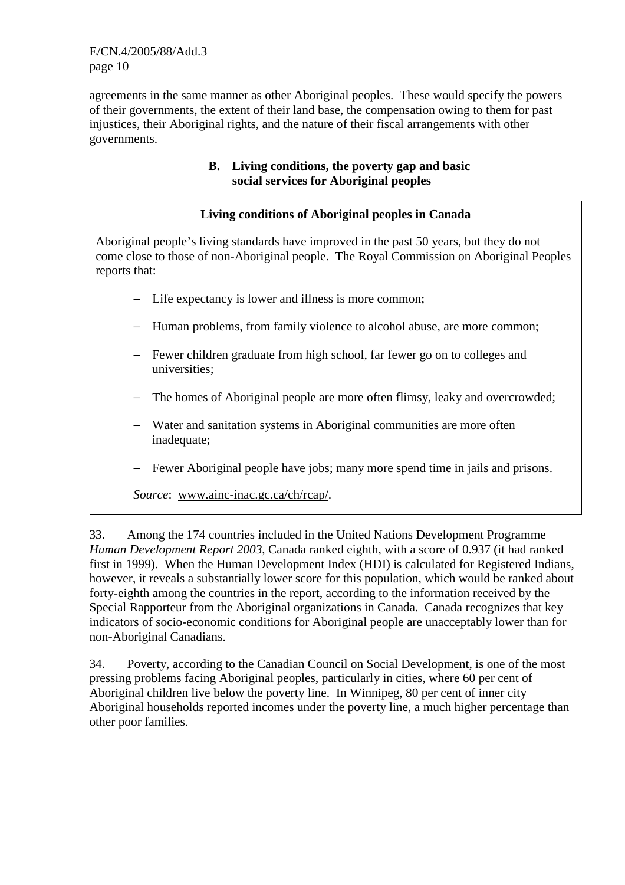agreements in the same manner as other Aboriginal peoples. These would specify the powers of their governments, the extent of their land base, the compensation owing to them for past injustices, their Aboriginal rights, and the nature of their fiscal arrangements with other governments.

### B. Living conditions, the poverty gap and basic social services for Aboriginal peoples

**Living conditions of Aboriginal peoples in Canada**

Aboriginal people's living standards have improved in the past 50 years, but they do not come close to those of non-Aboriginal people. The Royal Commission on Aboriginal Peoples reports that:

- Life expectancy is lower and illness is more common;
- Human problems, from family violence to alcohol abuse, are more common;
- Fewer children graduate from high school, far fewer go on to colleges and universities;
- The homes of Aboriginal people are more often flimsy, leaky and overcrowded;
- Water and sanitation systems in Aboriginal communities are more often inadequate;
- Fewer Aboriginal people have jobs; many more spend time in jails and prisons.

*Source*: www.ainc-inac.gc.ca/ch/rcap/.

33. Among the 174 countries included in the United Nations Development Programme *Human Development Report 2003*, Canada ranked eighth, with a score of 0.937 (it had ranked first in 1999). When the Human Development Index (HDI) is calculated for Registered Indians, however, it reveals a substantially lower score for this population, which would be ranked about forty-eighth among the countries in the report, according to the information received by the Special Rapporteur from the Aboriginal organizations in Canada. Canada recognizes that key indicators of socio-economic conditions for Aboriginal people are unacceptably lower than for non-Aboriginal Canadians.

34. Poverty, according to the Canadian Council on Social Development, is one of the most pressing problems facing Aboriginal peoples, particularly in cities, where 60 per cent of Aboriginal children live below the poverty line. In Winnipeg, 80 per cent of inner city Aboriginal households reported incomes under the poverty line, a much higher percentage than other poor families.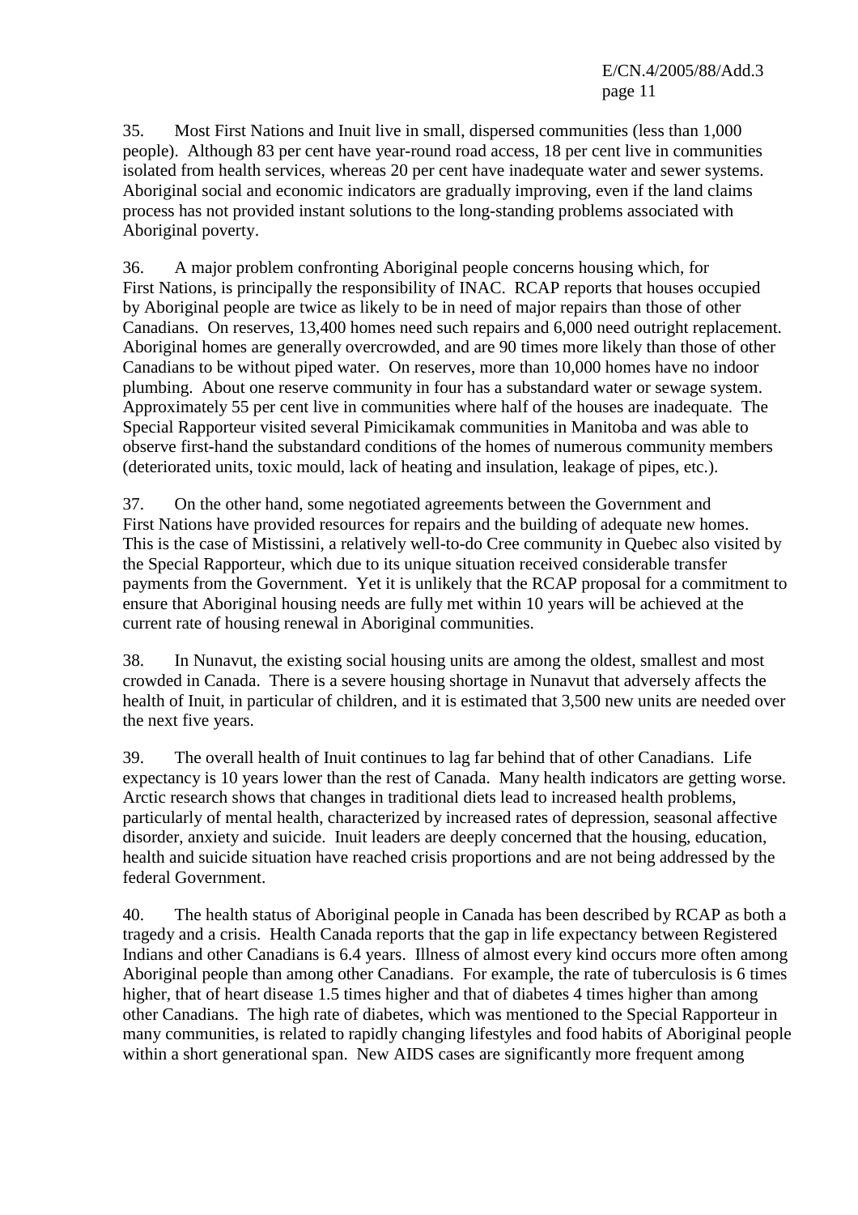35. Most First Nations and Inuit live in small, dispersed communities (less than 1,000 people). Although 83 per cent have year-round road access, 18 per cent live in communities isolated from health services, whereas 20 per cent have inadequate water and sewer systems. Aboriginal social and economic indicators are gradually improving, even if the land claims process has not provided instant solutions to the long-standing problems associated with Aboriginal poverty.

36. A major problem confronting Aboriginal people concerns housing which, for First Nations, is principally the responsibility of INAC. RCAP reports that houses occupied by Aboriginal people are twice as likely to be in need of major repairs than those of other Canadians. On reserves, 13,400 homes need such repairs and 6,000 need outright replacement. Aboriginal homes are generally overcrowded, and are 90 times more likely than those of other Canadians to be without piped water. On reserves, more than 10,000 homes have no indoor plumbing. About one reserve community in four has a substandard water or sewage system. Approximately 55 per cent live in communities where half of the houses are inadequate. The Special Rapporteur visited several Pimicikamak communities in Manitoba and was able to observe first-hand the substandard conditions of the homes of numerous community members (deteriorated units, toxic mould, lack of heating and insulation, leakage of pipes, etc.).

37. On the other hand, some negotiated agreements between the Government and First Nations have provided resources for repairs and the building of adequate new homes. This is the case of Mistissini, a relatively well-to-do Cree community in Quebec also visited by the Special Rapporteur, which due to its unique situation received considerable transfer payments from the Government. Yet it is unlikely that the RCAP proposal for a commitment to ensure that Aboriginal housing needs are fully met within 10 years will be achieved at the current rate of housing renewal in Aboriginal communities.

38. In Nunavut, the existing social housing units are among the oldest, smallest and most crowded in Canada. There is a severe housing shortage in Nunavut that adversely affects the health of Inuit, in particular of children, and it is estimated that 3,500 new units are needed over the next five years.

39. The overall health of Inuit continues to lag far behind that of other Canadians. Life expectancy is 10 years lower than the rest of Canada. Many health indicators are getting worse. Arctic research shows that changes in traditional diets lead to increased health problems, particularly of mental health, characterized by increased rates of depression, seasonal affective disorder, anxiety and suicide. Inuit leaders are deeply concerned that the housing, education, health and suicide situation have reached crisis proportions and are not being addressed by the federal Government.

40. The health status of Aboriginal people in Canada has been described by RCAP as both a tragedy and a crisis. Health Canada reports that the gap in life expectancy between Registered Indians and other Canadians is 6.4 years. Illness of almost every kind occurs more often among Aboriginal people than among other Canadians. For example, the rate of tuberculosis is 6 times higher, that of heart disease 1.5 times higher and that of diabetes 4 times higher than among other Canadians. The high rate of diabetes, which was mentioned to the Special Rapporteur in many communities, is related to rapidly changing lifestyles and food habits of Aboriginal people within a short generational span. New AIDS cases are significantly more frequent among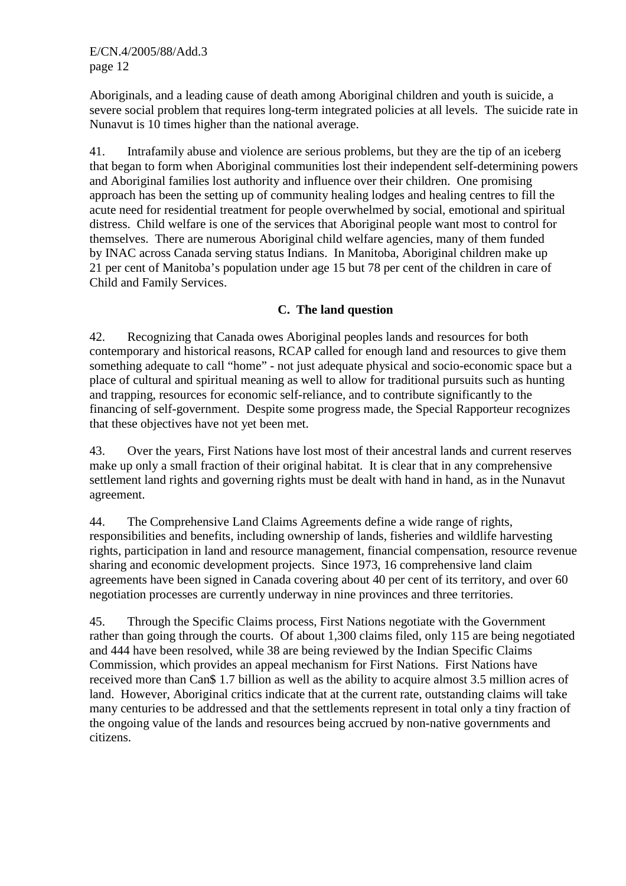Aboriginals, and a leading cause of death among Aboriginal children and youth is suicide, a severe social problem that requires long-term integrated policies at all levels. The suicide rate in Nunavut is 10 times higher than the national average.

41. Intrafamily abuse and violence are serious problems, but they are the tip of an iceberg that began to form when Aboriginal communities lost their independent self-determining powers and Aboriginal families lost authority and influence over their children. One promising approach has been the setting up of community healing lodges and healing centres to fill the acute need for residential treatment for people overwhelmed by social, emotional and spiritual distress. Child welfare is one of the services that Aboriginal people want most to control for themselves. There are numerous Aboriginal child welfare agencies, many of them funded by INAC across Canada serving status Indians. In Manitoba, Aboriginal children make up 21 per cent of Manitoba's population under age 15 but 78 per cent of the children in care of Child and Family Services.

### C. The land question

42. Recognizing that Canada owes Aboriginal peoples lands and resources for both contemporary and historical reasons, RCAP called for enough land and resources to give them something adequate to call "home" - not just adequate physical and socio-economic space but a place of cultural and spiritual meaning as well to allow for traditional pursuits such as hunting and trapping, resources for economic self-reliance, and to contribute significantly to the financing of self-government. Despite some progress made, the Special Rapporteur recognizes that these objectives have not yet been met.

43. Over the years, First Nations have lost most of their ancestral lands and current reserves make up only a small fraction of their original habitat. It is clear that in any comprehensive settlement land rights and governing rights must be dealt with hand in hand, as in the Nunavut agreement.

44. The Comprehensive Land Claims Agreements define a wide range of rights, responsibilities and benefits, including ownership of lands, fisheries and wildlife harvesting rights, participation in land and resource management, financial compensation, resource revenue sharing and economic development projects. Since 1973, 16 comprehensive land claim agreements have been signed in Canada covering about 40 per cent of its territory, and over 60 negotiation processes are currently underway in nine provinces and three territories.

45. Through the Specific Claims process, First Nations negotiate with the Government rather than going through the courts. Of about 1,300 claims filed, only 115 are being negotiated and 444 have been resolved, while 38 are being reviewed by the Indian Specific Claims Commission, which provides an appeal mechanism for First Nations. First Nations have received more than Can$ 1.7 billion as well as the ability to acquire almost 3.5 million acres of land. However, Aboriginal critics indicate that at the current rate, outstanding claims will take many centuries to be addressed and that the settlements represent in total only a tiny fraction of the ongoing value of the lands and resources being accrued by non-native governments and citizens.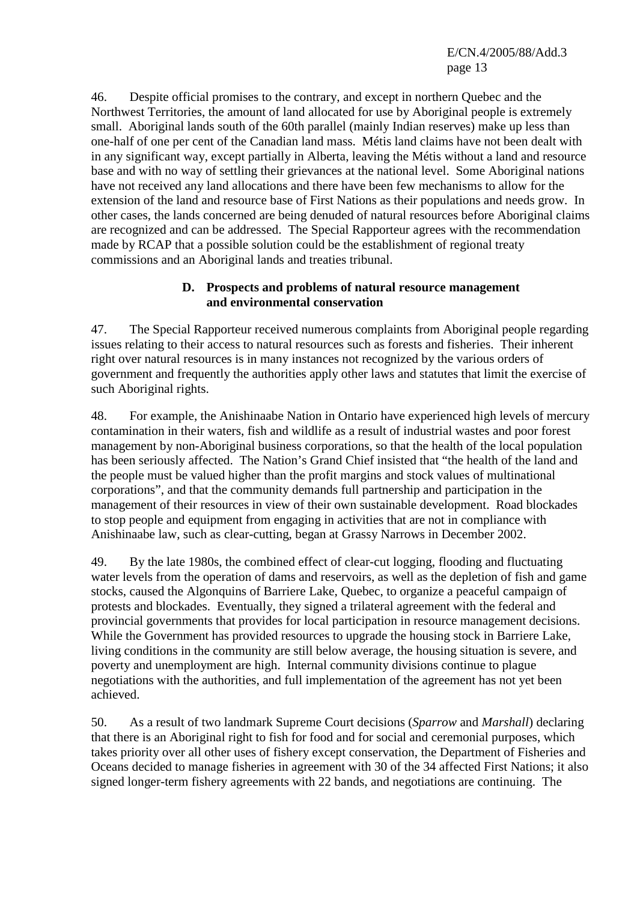46. Despite official promises to the contrary, and except in northern Quebec and the Northwest Territories, the amount of land allocated for use by Aboriginal people is extremely small. Aboriginal lands south of the 60th parallel (mainly Indian reserves) make up less than one-half of one per cent of the Canadian land mass. Métis land claims have not been dealt with in any significant way, except partially in Alberta, leaving the Métis without a land and resource base and with no way of settling their grievances at the national level. Some Aboriginal nations have not received any land allocations and there have been few mechanisms to allow for the extension of the land and resource base of First Nations as their populations and needs grow. In other cases, the lands concerned are being denuded of natural resources before Aboriginal claims are recognized and can be addressed. The Special Rapporteur agrees with the recommendation made by RCAP that a possible solution could be the establishment of regional treaty commissions and an Aboriginal lands and treaties tribunal.

### D. Prospects and problems of natural resource management and environmental conservation

47. The Special Rapporteur received numerous complaints from Aboriginal people regarding issues relating to their access to natural resources such as forests and fisheries. Their inherent right over natural resources is in many instances not recognized by the various orders of government and frequently the authorities apply other laws and statutes that limit the exercise of such Aboriginal rights.

48. For example, the Anishinaabe Nation in Ontario have experienced high levels of mercury contamination in their waters, fish and wildlife as a result of industrial wastes and poor forest management by non-Aboriginal business corporations, so that the health of the local population has been seriously affected. The Nation's Grand Chief insisted that "the health of the land and the people must be valued higher than the profit margins and stock values of multinational corporations", and that the community demands full partnership and participation in the management of their resources in view of their own sustainable development. Road blockades to stop people and equipment from engaging in activities that are not in compliance with Anishinaabe law, such as clear-cutting, began at Grassy Narrows in December 2002.

49. By the late 1980s, the combined effect of clear-cut logging, flooding and fluctuating water levels from the operation of dams and reservoirs, as well as the depletion of fish and game stocks, caused the Algonquins of Barriere Lake, Quebec, to organize a peaceful campaign of protests and blockades. Eventually, they signed a trilateral agreement with the federal and provincial governments that provides for local participation in resource management decisions. While the Government has provided resources to upgrade the housing stock in Barriere Lake, living conditions in the community are still below average, the housing situation is severe, and poverty and unemployment are high. Internal community divisions continue to plague negotiations with the authorities, and full implementation of the agreement has not yet been achieved.

50. As a result of two landmark Supreme Court decisions (*Sparrow* and *Marshall*) declaring that there is an Aboriginal right to fish for food and for social and ceremonial purposes, which takes priority over all other uses of fishery except conservation, the Department of Fisheries and Oceans decided to manage fisheries in agreement with 30 of the 34 affected First Nations; it also signed longer-term fishery agreements with 22 bands, and negotiations are continuing. The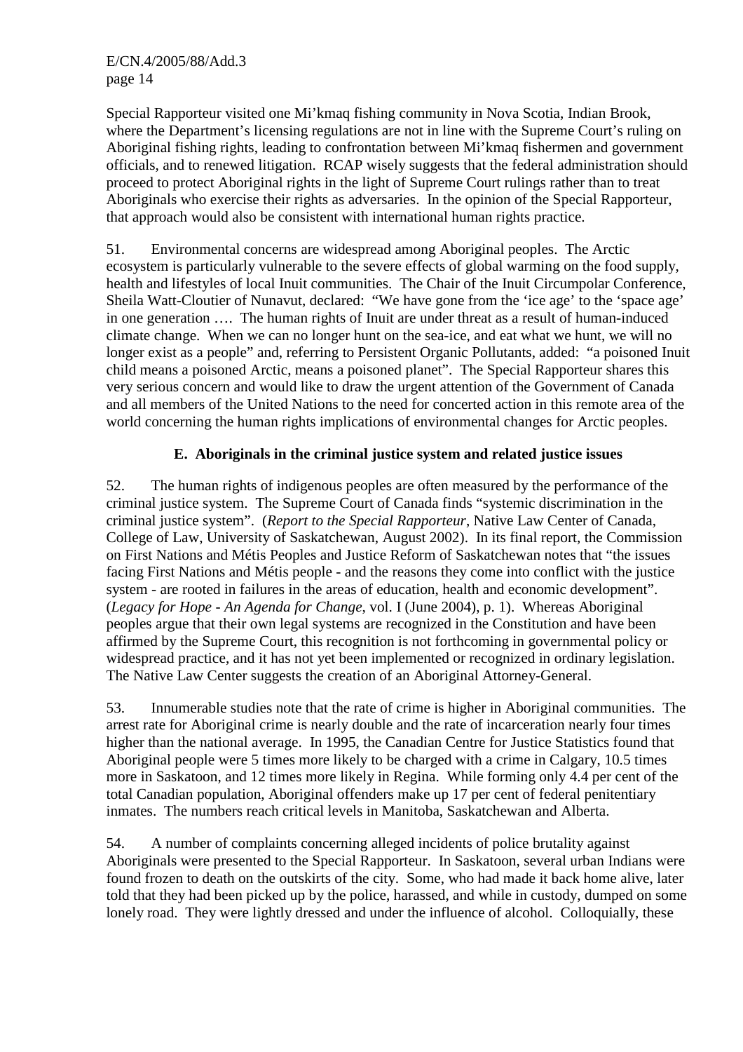Special Rapporteur visited one Mi'kmaq fishing community in Nova Scotia, Indian Brook, where the Department's licensing regulations are not in line with the Supreme Court's ruling on Aboriginal fishing rights, leading to confrontation between Mi'kmaq fishermen and government officials, and to renewed litigation. RCAP wisely suggests that the federal administration should proceed to protect Aboriginal rights in the light of Supreme Court rulings rather than to treat Aboriginals who exercise their rights as adversaries. In the opinion of the Special Rapporteur, that approach would also be consistent with international human rights practice.

51. Environmental concerns are widespread among Aboriginal peoples. The Arctic ecosystem is particularly vulnerable to the severe effects of global warming on the food supply, health and lifestyles of local Inuit communities. The Chair of the Inuit Circumpolar Conference, Sheila Watt-Cloutier of Nunavut, declared: "We have gone from the 'ice age' to the 'space age' in one generation …. The human rights of Inuit are under threat as a result of human-induced climate change. When we can no longer hunt on the sea-ice, and eat what we hunt, we will no longer exist as a people" and, referring to Persistent Organic Pollutants, added: "a poisoned Inuit child means a poisoned Arctic, means a poisoned planet". The Special Rapporteur shares this very serious concern and would like to draw the urgent attention of the Government of Canada and all members of the United Nations to the need for concerted action in this remote area of the world concerning the human rights implications of environmental changes for Arctic peoples.

## E. Aboriginals in the criminal justice system and related justice issues

52. The human rights of indigenous peoples are often measured by the performance of the criminal justice system. The Supreme Court of Canada finds "systemic discrimination in the criminal justice system". (*Report to the Special Rapporteur*, Native Law Center of Canada, College of Law, University of Saskatchewan, August 2002). In its final report, the Commission on First Nations and Métis Peoples and Justice Reform of Saskatchewan notes that "the issues facing First Nations and Métis people - and the reasons they come into conflict with the justice system - are rooted in failures in the areas of education, health and economic development". (*Legacy for Hope - An Agenda for Change*, vol. I (June 2004), p. 1). Whereas Aboriginal peoples argue that their own legal systems are recognized in the Constitution and have been affirmed by the Supreme Court, this recognition is not forthcoming in governmental policy or widespread practice, and it has not yet been implemented or recognized in ordinary legislation. The Native Law Center suggests the creation of an Aboriginal Attorney-General.

53. Innumerable studies note that the rate of crime is higher in Aboriginal communities. The arrest rate for Aboriginal crime is nearly double and the rate of incarceration nearly four times higher than the national average. In 1995, the Canadian Centre for Justice Statistics found that Aboriginal people were 5 times more likely to be charged with a crime in Calgary, 10.5 times more in Saskatoon, and 12 times more likely in Regina. While forming only 4.4 per cent of the total Canadian population, Aboriginal offenders make up 17 per cent of federal penitentiary inmates. The numbers reach critical levels in Manitoba, Saskatchewan and Alberta.

54. A number of complaints concerning alleged incidents of police brutality against Aboriginals were presented to the Special Rapporteur. In Saskatoon, several urban Indians were found frozen to death on the outskirts of the city. Some, who had made it back home alive, later told that they had been picked up by the police, harassed, and while in custody, dumped on some lonely road. They were lightly dressed and under the influence of alcohol. Colloquially, these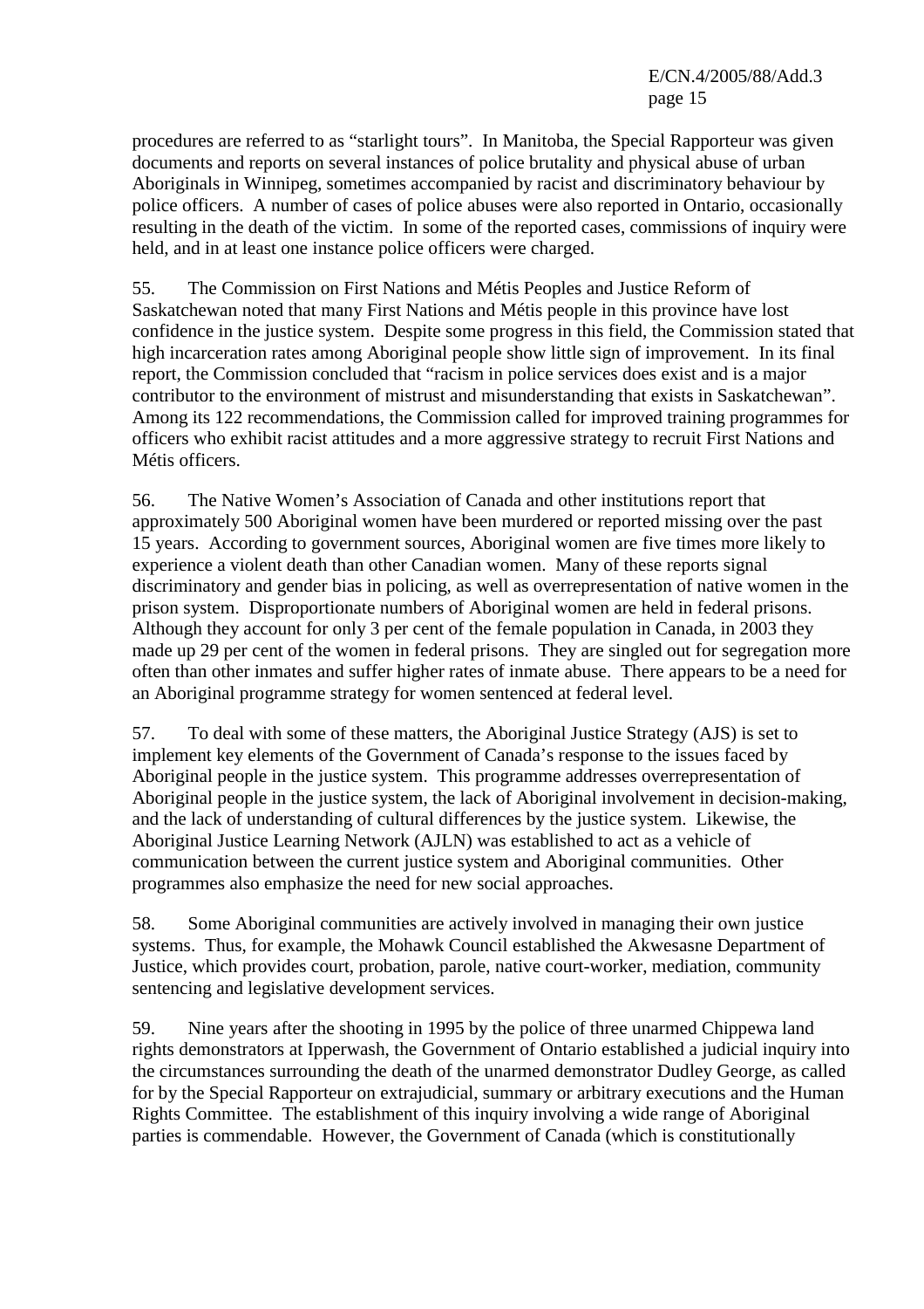procedures are referred to as "starlight tours". In Manitoba, the Special Rapporteur was given documents and reports on several instances of police brutality and physical abuse of urban Aboriginals in Winnipeg, sometimes accompanied by racist and discriminatory behaviour by police officers. A number of cases of police abuses were also reported in Ontario, occasionally resulting in the death of the victim. In some of the reported cases, commissions of inquiry were held, and in at least one instance police officers were charged.

55. The Commission on First Nations and Métis Peoples and Justice Reform of Saskatchewan noted that many First Nations and Métis people in this province have lost confidence in the justice system. Despite some progress in this field, the Commission stated that high incarceration rates among Aboriginal people show little sign of improvement. In its final report, the Commission concluded that "racism in police services does exist and is a major contributor to the environment of mistrust and misunderstanding that exists in Saskatchewan". Among its 122 recommendations, the Commission called for improved training programmes for officers who exhibit racist attitudes and a more aggressive strategy to recruit First Nations and Métis officers.

56. The Native Women's Association of Canada and other institutions report that approximately 500 Aboriginal women have been murdered or reported missing over the past 15 years. According to government sources, Aboriginal women are five times more likely to experience a violent death than other Canadian women. Many of these reports signal discriminatory and gender bias in policing, as well as overrepresentation of native women in the prison system. Disproportionate numbers of Aboriginal women are held in federal prisons. Although they account for only 3 per cent of the female population in Canada, in 2003 they made up 29 per cent of the women in federal prisons. They are singled out for segregation more often than other inmates and suffer higher rates of inmate abuse. There appears to be a need for an Aboriginal programme strategy for women sentenced at federal level.

57. To deal with some of these matters, the Aboriginal Justice Strategy (AJS) is set to implement key elements of the Government of Canada's response to the issues faced by Aboriginal people in the justice system. This programme addresses overrepresentation of Aboriginal people in the justice system, the lack of Aboriginal involvement in decision-making, and the lack of understanding of cultural differences by the justice system. Likewise, the Aboriginal Justice Learning Network (AJLN) was established to act as a vehicle of communication between the current justice system and Aboriginal communities. Other programmes also emphasize the need for new social approaches.

58. Some Aboriginal communities are actively involved in managing their own justice systems. Thus, for example, the Mohawk Council established the Akwesasne Department of Justice, which provides court, probation, parole, native court-worker, mediation, community sentencing and legislative development services.

59. Nine years after the shooting in 1995 by the police of three unarmed Chippewa land rights demonstrators at Ipperwash, the Government of Ontario established a judicial inquiry into the circumstances surrounding the death of the unarmed demonstrator Dudley George, as called for by the Special Rapporteur on extrajudicial, summary or arbitrary executions and the Human Rights Committee. The establishment of this inquiry involving a wide range of Aboriginal parties is commendable. However, the Government of Canada (which is constitutionally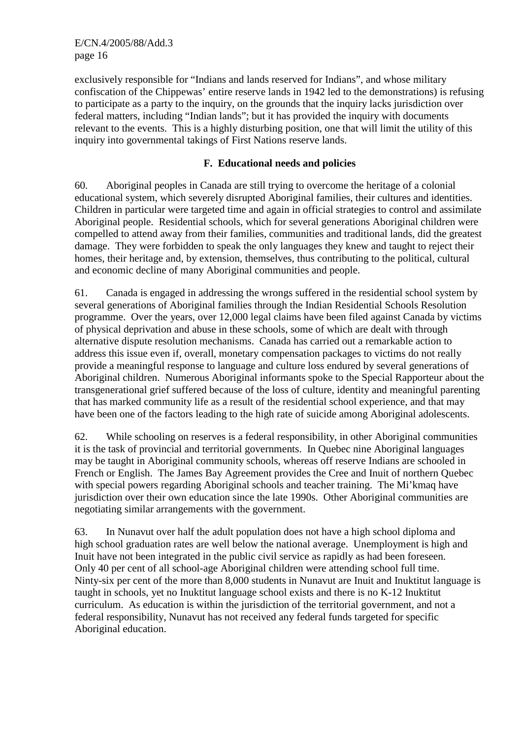exclusively responsible for “Indians and lands reserved for Indians”, and whose military confiscation of the Chippewas’ entire reserve lands in 1942 led to the demonstrations) is refusing to participate as a party to the inquiry, on the grounds that the inquiry lacks jurisdiction over federal matters, including “Indian lands”; but it has provided the inquiry with documents relevant to the events. This is a highly disturbing position, one that will limit the utility of this inquiry into governmental takings of First Nations reserve lands.

### F. Educational needs and policies

60. Aboriginal peoples in Canada are still trying to overcome the heritage of a colonial educational system, which severely disrupted Aboriginal families, their cultures and identities. Children in particular were targeted time and again in official strategies to control and assimilate Aboriginal people. Residential schools, which for several generations Aboriginal children were compelled to attend away from their families, communities and traditional lands, did the greatest damage. They were forbidden to speak the only languages they knew and taught to reject their homes, their heritage and, by extension, themselves, thus contributing to the political, cultural and economic decline of many Aboriginal communities and people.

61. Canada is engaged in addressing the wrongs suffered in the residential school system by several generations of Aboriginal families through the Indian Residential Schools Resolution programme. Over the years, over 12,000 legal claims have been filed against Canada by victims of physical deprivation and abuse in these schools, some of which are dealt with through alternative dispute resolution mechanisms. Canada has carried out a remarkable action to address this issue even if, overall, monetary compensation packages to victims do not really provide a meaningful response to language and culture loss endured by several generations of Aboriginal children. Numerous Aboriginal informants spoke to the Special Rapporteur about the transgenerational grief suffered because of the loss of culture, identity and meaningful parenting that has marked community life as a result of the residential school experience, and that may have been one of the factors leading to the high rate of suicide among Aboriginal adolescents.

62. While schooling on reserves is a federal responsibility, in other Aboriginal communities it is the task of provincial and territorial governments. In Quebec nine Aboriginal languages may be taught in Aboriginal community schools, whereas off reserve Indians are schooled in French or English. The James Bay Agreement provides the Cree and Inuit of northern Quebec with special powers regarding Aboriginal schools and teacher training. The Mi’kmaq have jurisdiction over their own education since the late 1990s. Other Aboriginal communities are negotiating similar arrangements with the government.

63. In Nunavut over half the adult population does not have a high school diploma and high school graduation rates are well below the national average. Unemployment is high and Inuit have not been integrated in the public civil service as rapidly as had been foreseen. Only 40 per cent of all school-age Aboriginal children were attending school full time. Ninty-six per cent of the more than 8,000 students in Nunavut are Inuit and Inuktitut language is taught in schools, yet no Inuktitut language school exists and there is no K-12 Inuktitut curriculum. As education is within the jurisdiction of the territorial government, and not a federal responsibility, Nunavut has not received any federal funds targeted for specific Aboriginal education.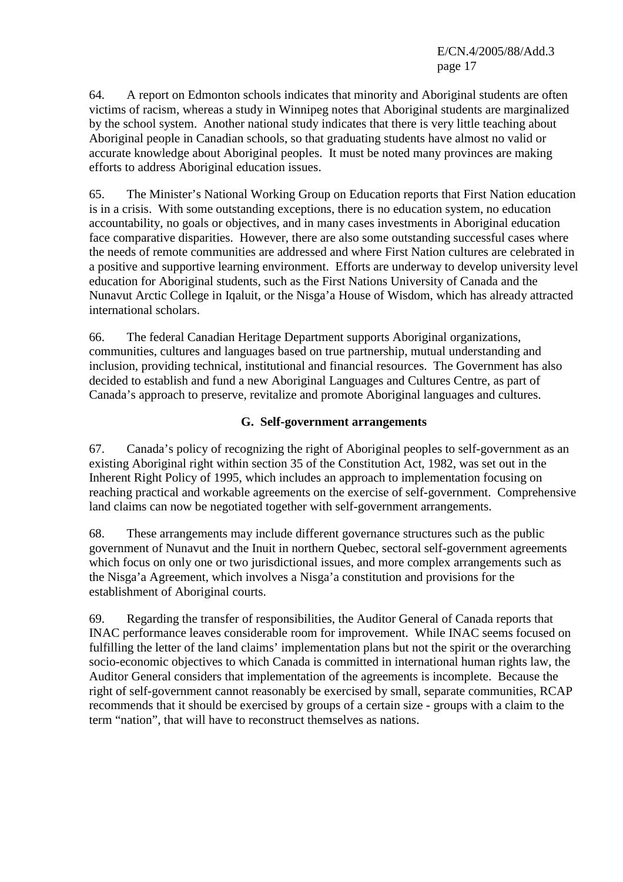64. A report on Edmonton schools indicates that minority and Aboriginal students are often victims of racism, whereas a study in Winnipeg notes that Aboriginal students are marginalized by the school system. Another national study indicates that there is very little teaching about Aboriginal people in Canadian schools, so that graduating students have almost no valid or accurate knowledge about Aboriginal peoples. It must be noted many provinces are making efforts to address Aboriginal education issues.

65. The Minister's National Working Group on Education reports that First Nation education is in a crisis. With some outstanding exceptions, there is no education system, no education accountability, no goals or objectives, and in many cases investments in Aboriginal education face comparative disparities. However, there are also some outstanding successful cases where the needs of remote communities are addressed and where First Nation cultures are celebrated in a positive and supportive learning environment. Efforts are underway to develop university level education for Aboriginal students, such as the First Nations University of Canada and the Nunavut Arctic College in Iqaluit, or the Nisga'a House of Wisdom, which has already attracted international scholars.

66. The federal Canadian Heritage Department supports Aboriginal organizations, communities, cultures and languages based on true partnership, mutual understanding and inclusion, providing technical, institutional and financial resources. The Government has also decided to establish and fund a new Aboriginal Languages and Cultures Centre, as part of Canada's approach to preserve, revitalize and promote Aboriginal languages and cultures.

### G. Self-government arrangements

67. Canada's policy of recognizing the right of Aboriginal peoples to self-government as an existing Aboriginal right within section 35 of the Constitution Act, 1982, was set out in the Inherent Right Policy of 1995, which includes an approach to implementation focusing on reaching practical and workable agreements on the exercise of self-government. Comprehensive land claims can now be negotiated together with self-government arrangements.

68. These arrangements may include different governance structures such as the public government of Nunavut and the Inuit in northern Quebec, sectoral self-government agreements which focus on only one or two jurisdictional issues, and more complex arrangements such as the Nisga'a Agreement, which involves a Nisga'a constitution and provisions for the establishment of Aboriginal courts.

69. Regarding the transfer of responsibilities, the Auditor General of Canada reports that INAC performance leaves considerable room for improvement. While INAC seems focused on fulfilling the letter of the land claims' implementation plans but not the spirit or the overarching socio-economic objectives to which Canada is committed in international human rights law, the Auditor General considers that implementation of the agreements is incomplete. Because the right of self-government cannot reasonably be exercised by small, separate communities, RCAP recommends that it should be exercised by groups of a certain size - groups with a claim to the term "nation", that will have to reconstruct themselves as nations.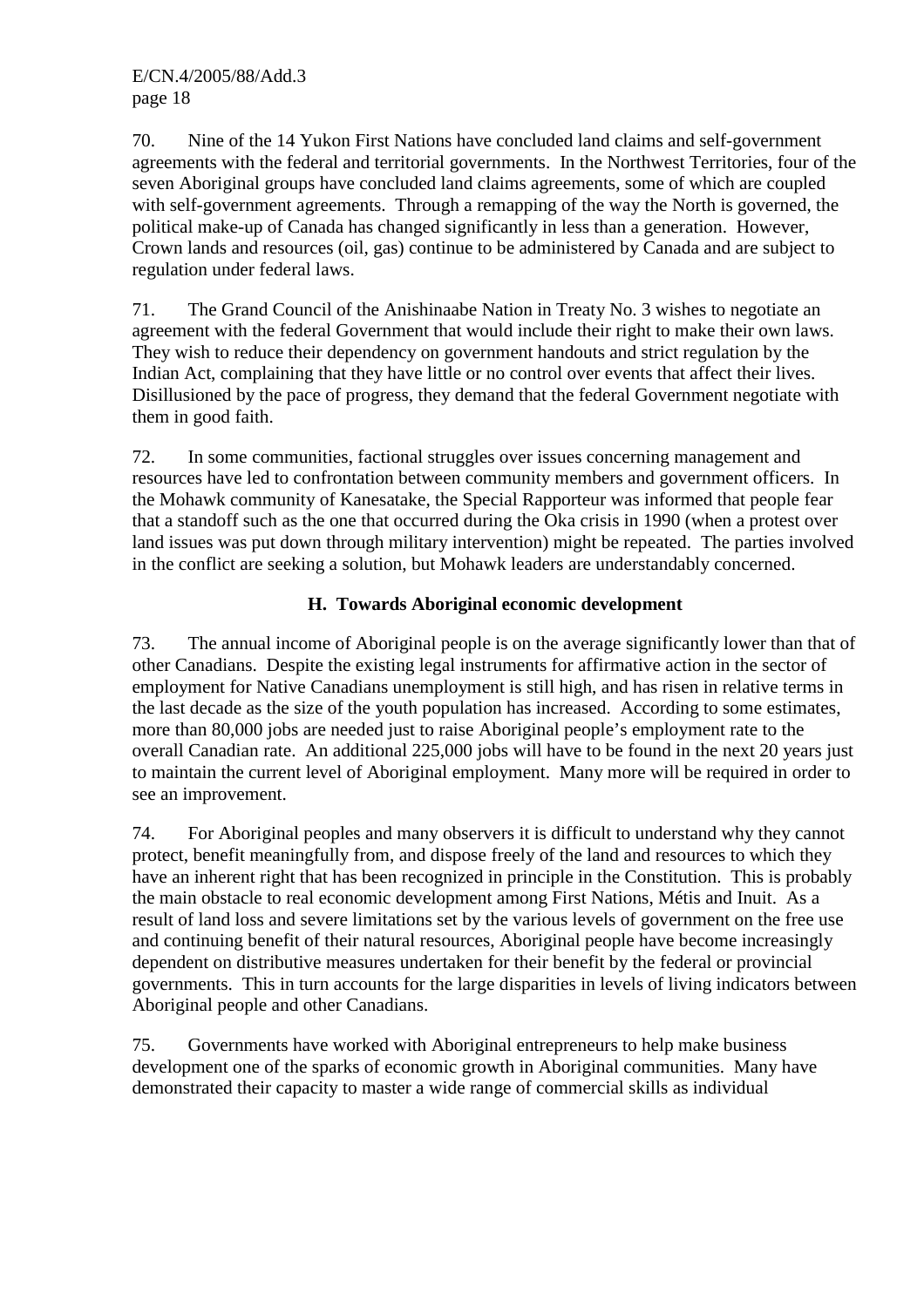70. Nine of the 14 Yukon First Nations have concluded land claims and self-government agreements with the federal and territorial governments. In the Northwest Territories, four of the seven Aboriginal groups have concluded land claims agreements, some of which are coupled with self-government agreements. Through a remapping of the way the North is governed, the political make-up of Canada has changed significantly in less than a generation. However, Crown lands and resources (oil, gas) continue to be administered by Canada and are subject to regulation under federal laws.

71. The Grand Council of the Anishinaabe Nation in Treaty No. 3 wishes to negotiate an agreement with the federal Government that would include their right to make their own laws. They wish to reduce their dependency on government handouts and strict regulation by the Indian Act, complaining that they have little or no control over events that affect their lives. Disillusioned by the pace of progress, they demand that the federal Government negotiate with them in good faith.

72. In some communities, factional struggles over issues concerning management and resources have led to confrontation between community members and government officers. In the Mohawk community of Kanesatake, the Special Rapporteur was informed that people fear that a standoff such as the one that occurred during the Oka crisis in 1990 (when a protest over land issues was put down through military intervention) might be repeated. The parties involved in the conflict are seeking a solution, but Mohawk leaders are understandably concerned.

### H. Towards Aboriginal economic development

73. The annual income of Aboriginal people is on the average significantly lower than that of other Canadians. Despite the existing legal instruments for affirmative action in the sector of employment for Native Canadians unemployment is still high, and has risen in relative terms in the last decade as the size of the youth population has increased. According to some estimates, more than 80,000 jobs are needed just to raise Aboriginal people's employment rate to the overall Canadian rate. An additional 225,000 jobs will have to be found in the next 20 years just to maintain the current level of Aboriginal employment. Many more will be required in order to see an improvement.

74. For Aboriginal peoples and many observers it is difficult to understand why they cannot protect, benefit meaningfully from, and dispose freely of the land and resources to which they have an inherent right that has been recognized in principle in the Constitution. This is probably the main obstacle to real economic development among First Nations, Métis and Inuit. As a result of land loss and severe limitations set by the various levels of government on the free use and continuing benefit of their natural resources, Aboriginal people have become increasingly dependent on distributive measures undertaken for their benefit by the federal or provincial governments. This in turn accounts for the large disparities in levels of living indicators between Aboriginal people and other Canadians.

75. Governments have worked with Aboriginal entrepreneurs to help make business development one of the sparks of economic growth in Aboriginal communities. Many have demonstrated their capacity to master a wide range of commercial skills as individual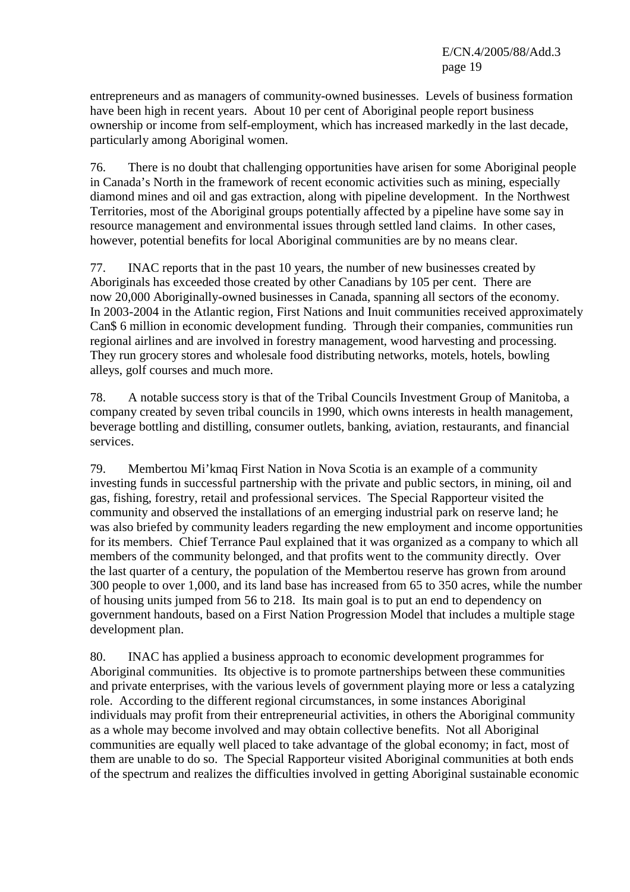entrepreneurs and as managers of community-owned businesses. Levels of business formation have been high in recent years. About 10 per cent of Aboriginal people report business ownership or income from self-employment, which has increased markedly in the last decade, particularly among Aboriginal women.

76. There is no doubt that challenging opportunities have arisen for some Aboriginal people in Canada's North in the framework of recent economic activities such as mining, especially diamond mines and oil and gas extraction, along with pipeline development. In the Northwest Territories, most of the Aboriginal groups potentially affected by a pipeline have some say in resource management and environmental issues through settled land claims. In other cases, however, potential benefits for local Aboriginal communities are by no means clear.

77. INAC reports that in the past 10 years, the number of new businesses created by Aboriginals has exceeded those created by other Canadians by 105 per cent. There are now 20,000 Aboriginally-owned businesses in Canada, spanning all sectors of the economy. In 2003-2004 in the Atlantic region, First Nations and Inuit communities received approximately Can$ 6 million in economic development funding. Through their companies, communities run regional airlines and are involved in forestry management, wood harvesting and processing. They run grocery stores and wholesale food distributing networks, motels, hotels, bowling alleys, golf courses and much more.

78. A notable success story is that of the Tribal Councils Investment Group of Manitoba, a company created by seven tribal councils in 1990, which owns interests in health management, beverage bottling and distilling, consumer outlets, banking, aviation, restaurants, and financial services.

79. Membertou Mi'kmaq First Nation in Nova Scotia is an example of a community investing funds in successful partnership with the private and public sectors, in mining, oil and gas, fishing, forestry, retail and professional services. The Special Rapporteur visited the community and observed the installations of an emerging industrial park on reserve land; he was also briefed by community leaders regarding the new employment and income opportunities for its members. Chief Terrance Paul explained that it was organized as a company to which all members of the community belonged, and that profits went to the community directly. Over the last quarter of a century, the population of the Membertou reserve has grown from around 300 people to over 1,000, and its land base has increased from 65 to 350 acres, while the number of housing units jumped from 56 to 218. Its main goal is to put an end to dependency on government handouts, based on a First Nation Progression Model that includes a multiple stage development plan.

80. INAC has applied a business approach to economic development programmes for Aboriginal communities. Its objective is to promote partnerships between these communities and private enterprises, with the various levels of government playing more or less a catalyzing role. According to the different regional circumstances, in some instances Aboriginal individuals may profit from their entrepreneurial activities, in others the Aboriginal community as a whole may become involved and may obtain collective benefits. Not all Aboriginal communities are equally well placed to take advantage of the global economy; in fact, most of them are unable to do so. The Special Rapporteur visited Aboriginal communities at both ends of the spectrum and realizes the difficulties involved in getting Aboriginal sustainable economic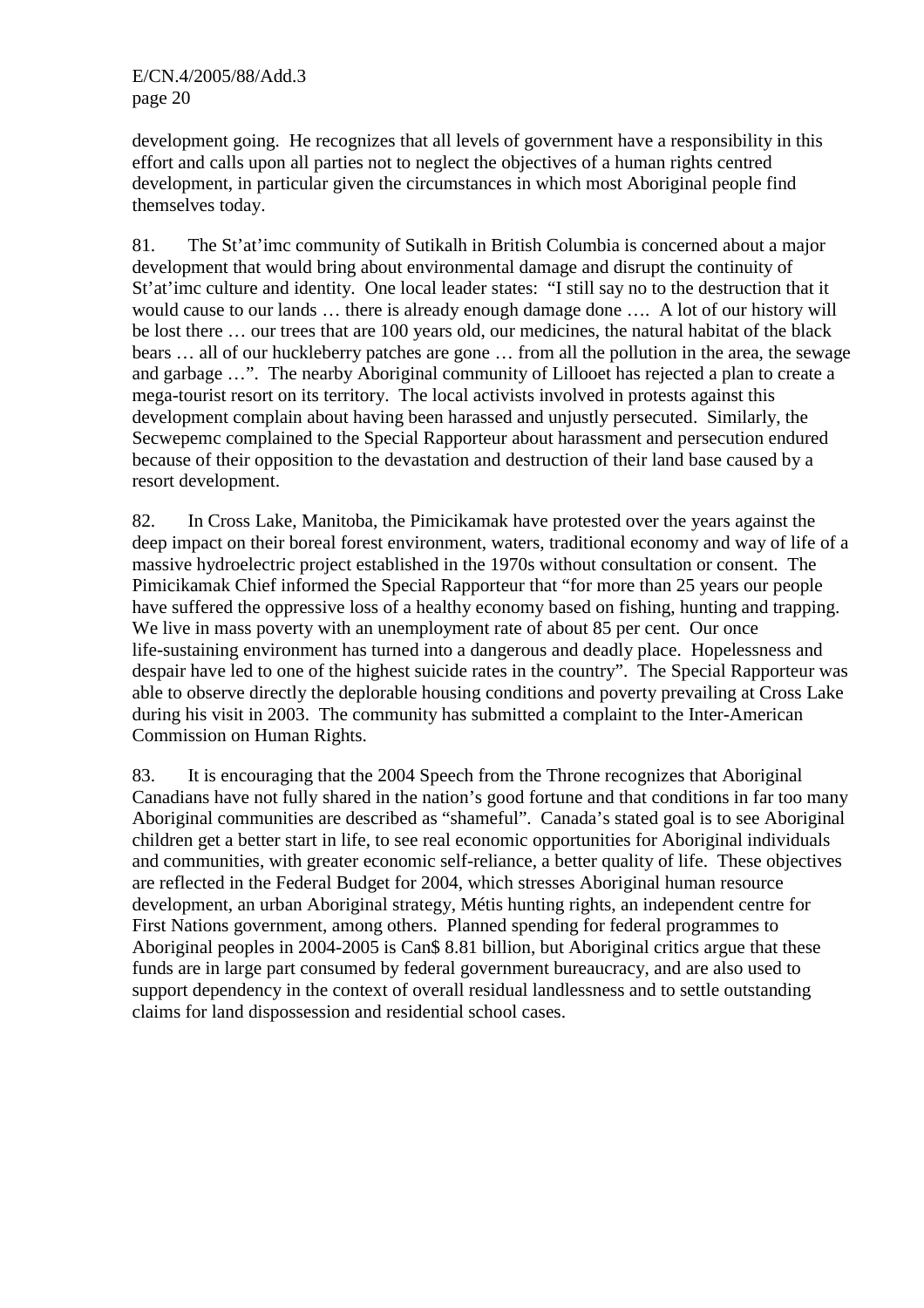development going. He recognizes that all levels of government have a responsibility in this effort and calls upon all parties not to neglect the objectives of a human rights centred development, in particular given the circumstances in which most Aboriginal people find themselves today.

81. The St'at'imc community of Sutikalh in British Columbia is concerned about a major development that would bring about environmental damage and disrupt the continuity of St'at'imc culture and identity. One local leader states: "I still say no to the destruction that it would cause to our lands … there is already enough damage done …. A lot of our history will be lost there … our trees that are 100 years old, our medicines, the natural habitat of the black bears … all of our huckleberry patches are gone … from all the pollution in the area, the sewage and garbage …". The nearby Aboriginal community of Lillooet has rejected a plan to create a mega-tourist resort on its territory. The local activists involved in protests against this development complain about having been harassed and unjustly persecuted. Similarly, the Secwepemc complained to the Special Rapporteur about harassment and persecution endured because of their opposition to the devastation and destruction of their land base caused by a resort development.

82. In Cross Lake, Manitoba, the Pimicikamak have protested over the years against the deep impact on their boreal forest environment, waters, traditional economy and way of life of a massive hydroelectric project established in the 1970s without consultation or consent. The Pimicikamak Chief informed the Special Rapporteur that "for more than 25 years our people have suffered the oppressive loss of a healthy economy based on fishing, hunting and trapping. We live in mass poverty with an unemployment rate of about 85 per cent. Our once life-sustaining environment has turned into a dangerous and deadly place. Hopelessness and despair have led to one of the highest suicide rates in the country". The Special Rapporteur was able to observe directly the deplorable housing conditions and poverty prevailing at Cross Lake during his visit in 2003. The community has submitted a complaint to the Inter-American Commission on Human Rights.

83. It is encouraging that the 2004 Speech from the Throne recognizes that Aboriginal Canadians have not fully shared in the nation's good fortune and that conditions in far too many Aboriginal communities are described as "shameful". Canada's stated goal is to see Aboriginal children get a better start in life, to see real economic opportunities for Aboriginal individuals and communities, with greater economic self-reliance, a better quality of life. These objectives are reflected in the Federal Budget for 2004, which stresses Aboriginal human resource development, an urban Aboriginal strategy, Métis hunting rights, an independent centre for First Nations government, among others. Planned spending for federal programmes to Aboriginal peoples in 2004-2005 is Can$ 8.81 billion, but Aboriginal critics argue that these funds are in large part consumed by federal government bureaucracy, and are also used to support dependency in the context of overall residual landlessness and to settle outstanding claims for land dispossession and residential school cases.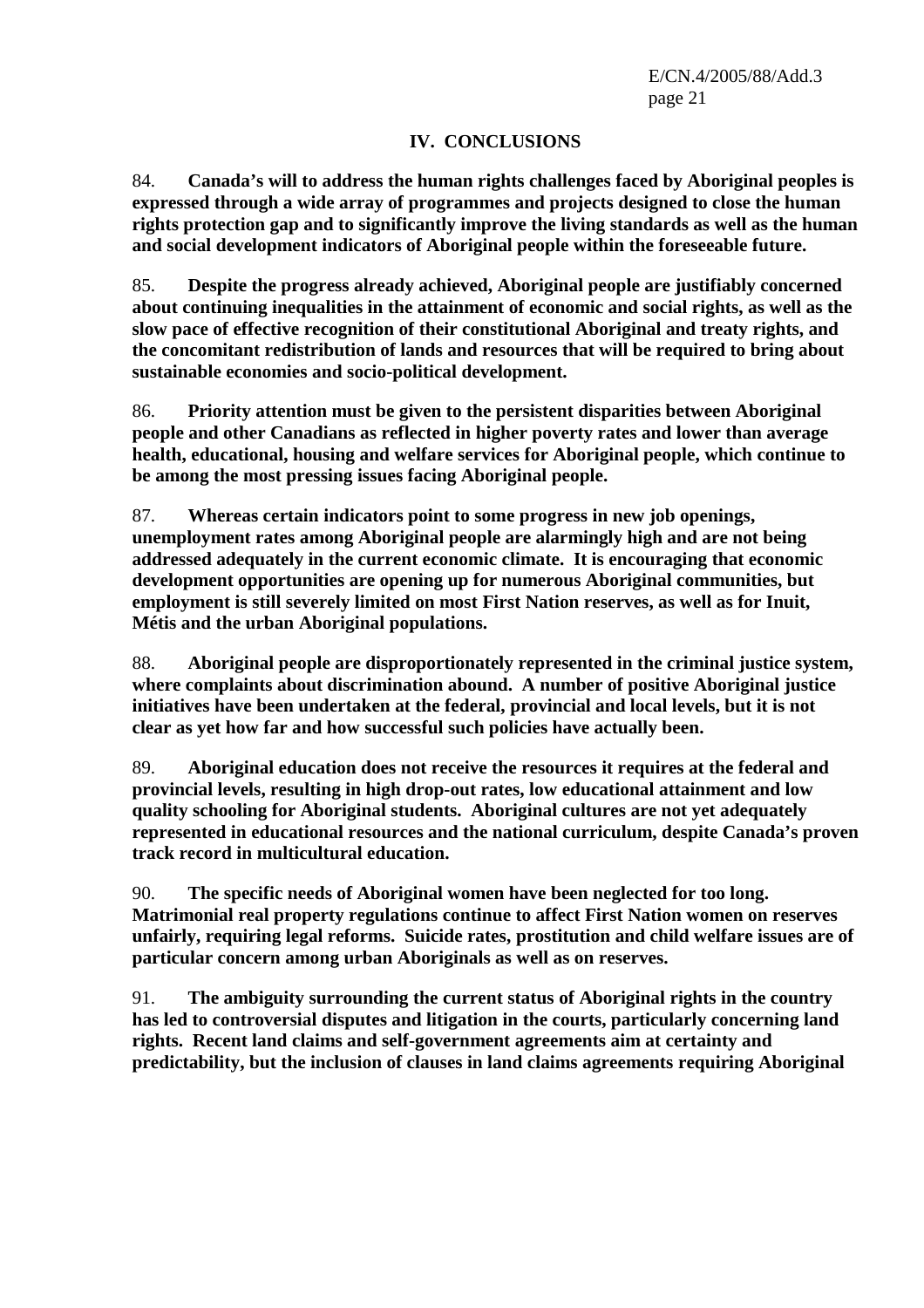## IV. CONCLUSIONS

84. **Canada's will to address the human rights challenges faced by Aboriginal peoples is expressed through a wide array of programmes and projects designed to close the human rights protection gap and to significantly improve the living standards as well as the human and social development indicators of Aboriginal people within the foreseeable future.**

85. **Despite the progress already achieved, Aboriginal people are justifiably concerned about continuing inequalities in the attainment of economic and social rights, as well as the slow pace of effective recognition of their constitutional Aboriginal and treaty rights, and the concomitant redistribution of lands and resources that will be required to bring about sustainable economies and socio-political development.**

86. **Priority attention must be given to the persistent disparities between Aboriginal people and other Canadians as reflected in higher poverty rates and lower than average health, educational, housing and welfare services for Aboriginal people, which continue to be among the most pressing issues facing Aboriginal people.**

87. **Whereas certain indicators point to some progress in new job openings, unemployment rates among Aboriginal people are alarmingly high and are not being addressed adequately in the current economic climate. It is encouraging that economic development opportunities are opening up for numerous Aboriginal communities, but employment is still severely limited on most First Nation reserves, as well as for Inuit, Métis and the urban Aboriginal populations.**

88. **Aboriginal people are disproportionately represented in the criminal justice system, where complaints about discrimination abound. A number of positive Aboriginal justice initiatives have been undertaken at the federal, provincial and local levels, but it is not clear as yet how far and how successful such policies have actually been.**

89. **Aboriginal education does not receive the resources it requires at the federal and provincial levels, resulting in high drop-out rates, low educational attainment and low quality schooling for Aboriginal students. Aboriginal cultures are not yet adequately represented in educational resources and the national curriculum, despite Canada's proven track record in multicultural education.**

90. **The specific needs of Aboriginal women have been neglected for too long. Matrimonial real property regulations continue to affect First Nation women on reserves unfairly, requiring legal reforms. Suicide rates, prostitution and child welfare issues are of particular concern among urban Aboriginals as well as on reserves.**

91. **The ambiguity surrounding the current status of Aboriginal rights in the country has led to controversial disputes and litigation in the courts, particularly concerning land rights. Recent land claims and self-government agreements aim at certainty and predictability, but the inclusion of clauses in land claims agreements requiring Aboriginal**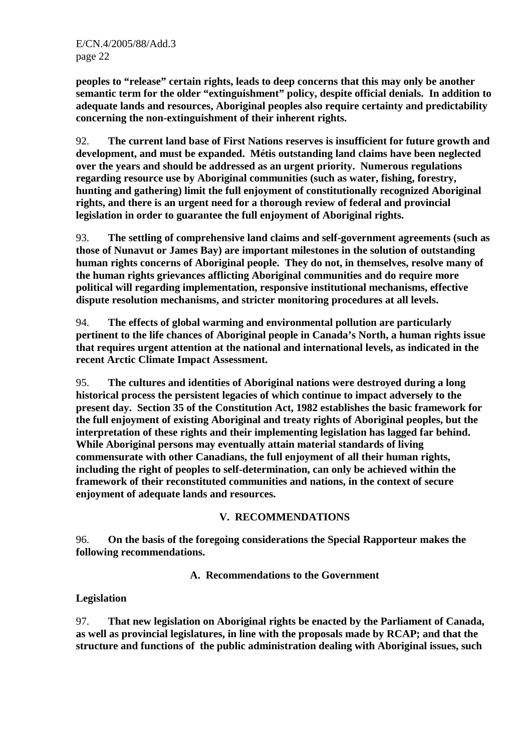**peoples to "release" certain rights, leads to deep concerns that this may only be another semantic term for the older "extinguishment" policy, despite official denials. In addition to adequate lands and resources, Aboriginal peoples also require certainty and predictability concerning the non-extinguishment of their inherent rights.**

92. **The current land base of First Nations reserves is insufficient for future growth and development, and must be expanded. Métis outstanding land claims have been neglected over the years and should be addressed as an urgent priority. Numerous regulations regarding resource use by Aboriginal communities (such as water, fishing, forestry, hunting and gathering) limit the full enjoyment of constitutionally recognized Aboriginal rights, and there is an urgent need for a thorough review of federal and provincial legislation in order to guarantee the full enjoyment of Aboriginal rights.**

93. **The settling of comprehensive land claims and self-government agreements (such as those of Nunavut or James Bay) are important milestones in the solution of outstanding human rights concerns of Aboriginal people. They do not, in themselves, resolve many of the human rights grievances afflicting Aboriginal communities and do require more political will regarding implementation, responsive institutional mechanisms, effective dispute resolution mechanisms, and stricter monitoring procedures at all levels.**

94. **The effects of global warming and environmental pollution are particularly pertinent to the life chances of Aboriginal people in Canada's North, a human rights issue that requires urgent attention at the national and international levels, as indicated in the recent Arctic Climate Impact Assessment.**

95. **The cultures and identities of Aboriginal nations were destroyed during a long historical process the persistent legacies of which continue to impact adversely to the present day. Section 35 of the Constitution Act, 1982 establishes the basic framework for the full enjoyment of existing Aboriginal and treaty rights of Aboriginal peoples, but the interpretation of these rights and their implementing legislation has lagged far behind. While Aboriginal persons may eventually attain material standards of living commensurate with other Canadians, the full enjoyment of all their human rights, including the right of peoples to self-determination, can only be achieved within the framework of their reconstituted communities and nations, in the context of secure enjoyment of adequate lands and resources.**

## V. RECOMMENDATIONS

96. **On the basis of the foregoing considerations the Special Rapporteur makes the following recommendations.**

### A. Recommendations to the Government

**Legislation**

97. **That new legislation on Aboriginal rights be enacted by the Parliament of Canada, as well as provincial legislatures, in line with the proposals made by RCAP; and that the structure and functions of the public administration dealing with Aboriginal issues, such**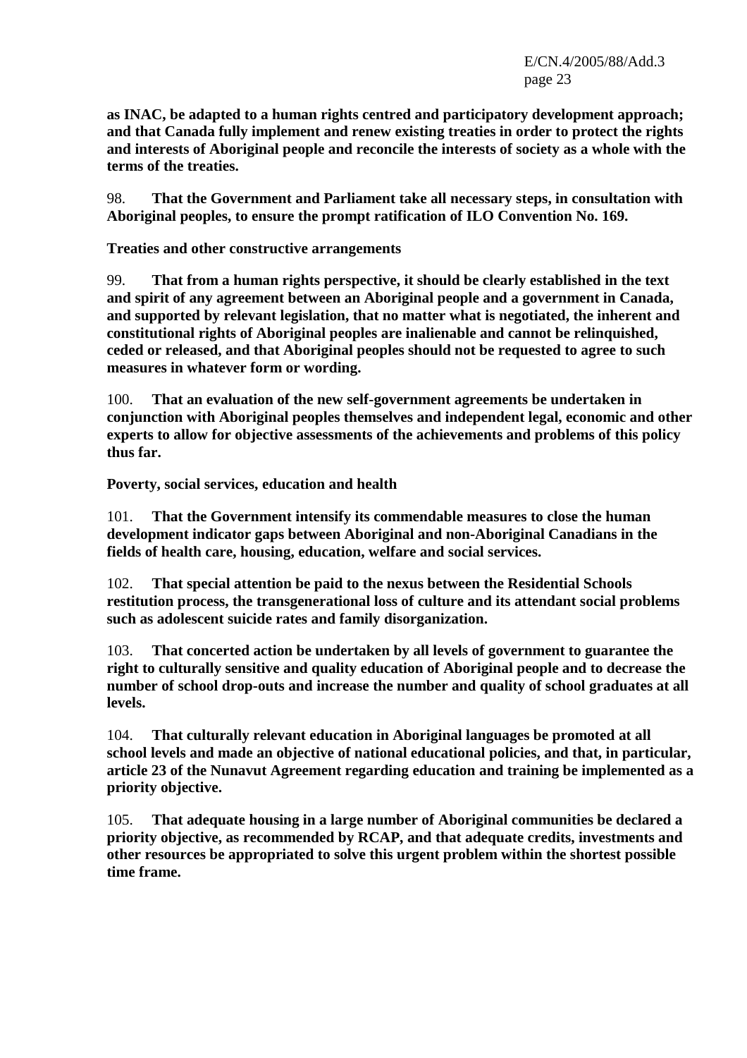**as INAC, be adapted to a human rights centred and participatory development approach; and that Canada fully implement and renew existing treaties in order to protect the rights and interests of Aboriginal people and reconcile the interests of society as a whole with the terms of the treaties.**

98. **That the Government and Parliament take all necessary steps, in consultation with Aboriginal peoples, to ensure the prompt ratification of ILO Convention No. 169.**

**Treaties and other constructive arrangements**

99. **That from a human rights perspective, it should be clearly established in the text and spirit of any agreement between an Aboriginal people and a government in Canada, and supported by relevant legislation, that no matter what is negotiated, the inherent and constitutional rights of Aboriginal peoples are inalienable and cannot be relinquished, ceded or released, and that Aboriginal peoples should not be requested to agree to such measures in whatever form or wording.**

100. **That an evaluation of the new self-government agreements be undertaken in conjunction with Aboriginal peoples themselves and independent legal, economic and other experts to allow for objective assessments of the achievements and problems of this policy thus far.**

**Poverty, social services, education and health**

101. **That the Government intensify its commendable measures to close the human development indicator gaps between Aboriginal and non-Aboriginal Canadians in the fields of health care, housing, education, welfare and social services.**

102. **That special attention be paid to the nexus between the Residential Schools restitution process, the transgenerational loss of culture and its attendant social problems such as adolescent suicide rates and family disorganization.**

103. **That concerted action be undertaken by all levels of government to guarantee the right to culturally sensitive and quality education of Aboriginal people and to decrease the number of school drop-outs and increase the number and quality of school graduates at all levels.**

104. **That culturally relevant education in Aboriginal languages be promoted at all school levels and made an objective of national educational policies, and that, in particular, article 23 of the Nunavut Agreement regarding education and training be implemented as a priority objective.**

105. **That adequate housing in a large number of Aboriginal communities be declared a priority objective, as recommended by RCAP, and that adequate credits, investments and other resources be appropriated to solve this urgent problem within the shortest possible time frame.**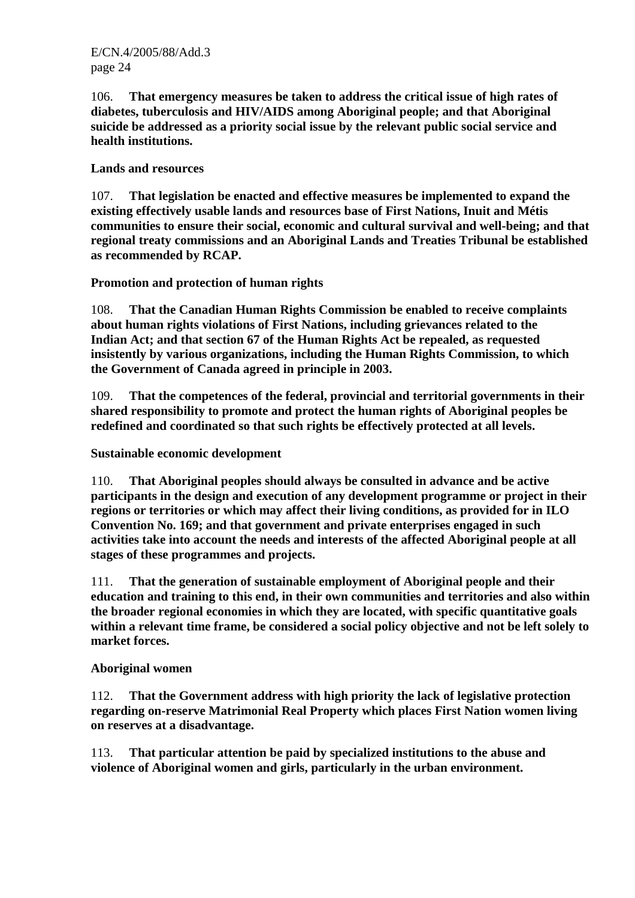106. **That emergency measures be taken to address the critical issue of high rates of diabetes, tuberculosis and HIV/AIDS among Aboriginal people; and that Aboriginal suicide be addressed as a priority social issue by the relevant public social service and health institutions.**

**Lands and resources**

107. **That legislation be enacted and effective measures be implemented to expand the existing effectively usable lands and resources base of First Nations, Inuit and Métis communities to ensure their social, economic and cultural survival and well-being; and that regional treaty commissions and an Aboriginal Lands and Treaties Tribunal be established as recommended by RCAP.**

**Promotion and protection of human rights**

108. **That the Canadian Human Rights Commission be enabled to receive complaints about human rights violations of First Nations, including grievances related to the Indian Act; and that section 67 of the Human Rights Act be repealed, as requested insistently by various organizations, including the Human Rights Commission, to which the Government of Canada agreed in principle in 2003.**

109. **That the competences of the federal, provincial and territorial governments in their shared responsibility to promote and protect the human rights of Aboriginal peoples be redefined and coordinated so that such rights be effectively protected at all levels.**

**Sustainable economic development**

110. **That Aboriginal peoples should always be consulted in advance and be active participants in the design and execution of any development programme or project in their regions or territories or which may affect their living conditions, as provided for in ILO Convention No. 169; and that government and private enterprises engaged in such activities take into account the needs and interests of the affected Aboriginal people at all stages of these programmes and projects.**

111. **That the generation of sustainable employment of Aboriginal people and their education and training to this end, in their own communities and territories and also within the broader regional economies in which they are located, with specific quantitative goals within a relevant time frame, be considered a social policy objective and not be left solely to market forces.**

**Aboriginal women**

112. **That the Government address with high priority the lack of legislative protection regarding on-reserve Matrimonial Real Property which places First Nation women living on reserves at a disadvantage.**

113. **That particular attention be paid by specialized institutions to the abuse and violence of Aboriginal women and girls, particularly in the urban environment.**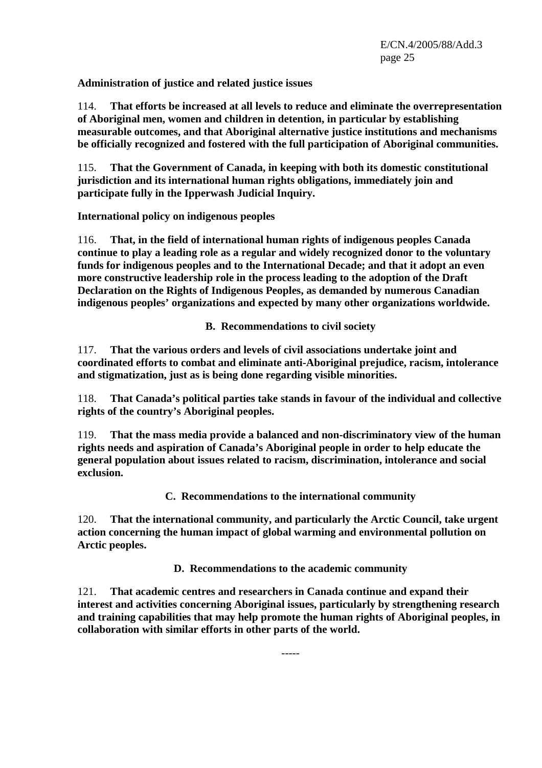**Administration of justice and related justice issues**

114. **That efforts be increased at all levels to reduce and eliminate the overrepresentation of Aboriginal men, women and children in detention, in particular by establishing measurable outcomes, and that Aboriginal alternative justice institutions and mechanisms be officially recognized and fostered with the full participation of Aboriginal communities.**

115. **That the Government of Canada, in keeping with both its domestic constitutional jurisdiction and its international human rights obligations, immediately join and participate fully in the Ipperwash Judicial Inquiry.**

**International policy on indigenous peoples**

116. **That, in the field of international human rights of indigenous peoples Canada continue to play a leading role as a regular and widely recognized donor to the voluntary funds for indigenous peoples and to the International Decade; and that it adopt an even more constructive leadership role in the process leading to the adoption of the Draft Declaration on the Rights of Indigenous Peoples, as demanded by numerous Canadian indigenous peoples' organizations and expected by many other organizations worldwide.**

## B. Recommendations to civil society

117. **That the various orders and levels of civil associations undertake joint and coordinated efforts to combat and eliminate anti-Aboriginal prejudice, racism, intolerance and stigmatization, just as is being done regarding visible minorities.**

118. **That Canada's political parties take stands in favour of the individual and collective rights of the country's Aboriginal peoples.**

119. **That the mass media provide a balanced and non-discriminatory view of the human rights needs and aspiration of Canada's Aboriginal people in order to help educate the general population about issues related to racism, discrimination, intolerance and social exclusion.**

## C. Recommendations to the international community

120. **That the international community, and particularly the Arctic Council, take urgent action concerning the human impact of global warming and environmental pollution on Arctic peoples.**

## D. Recommendations to the academic community

121. **That academic centres and researchers in Canada continue and expand their interest and activities concerning Aboriginal issues, particularly by strengthening research and training capabilities that may help promote the human rights of Aboriginal peoples, in collaboration with similar efforts in other parts of the world.**

-----